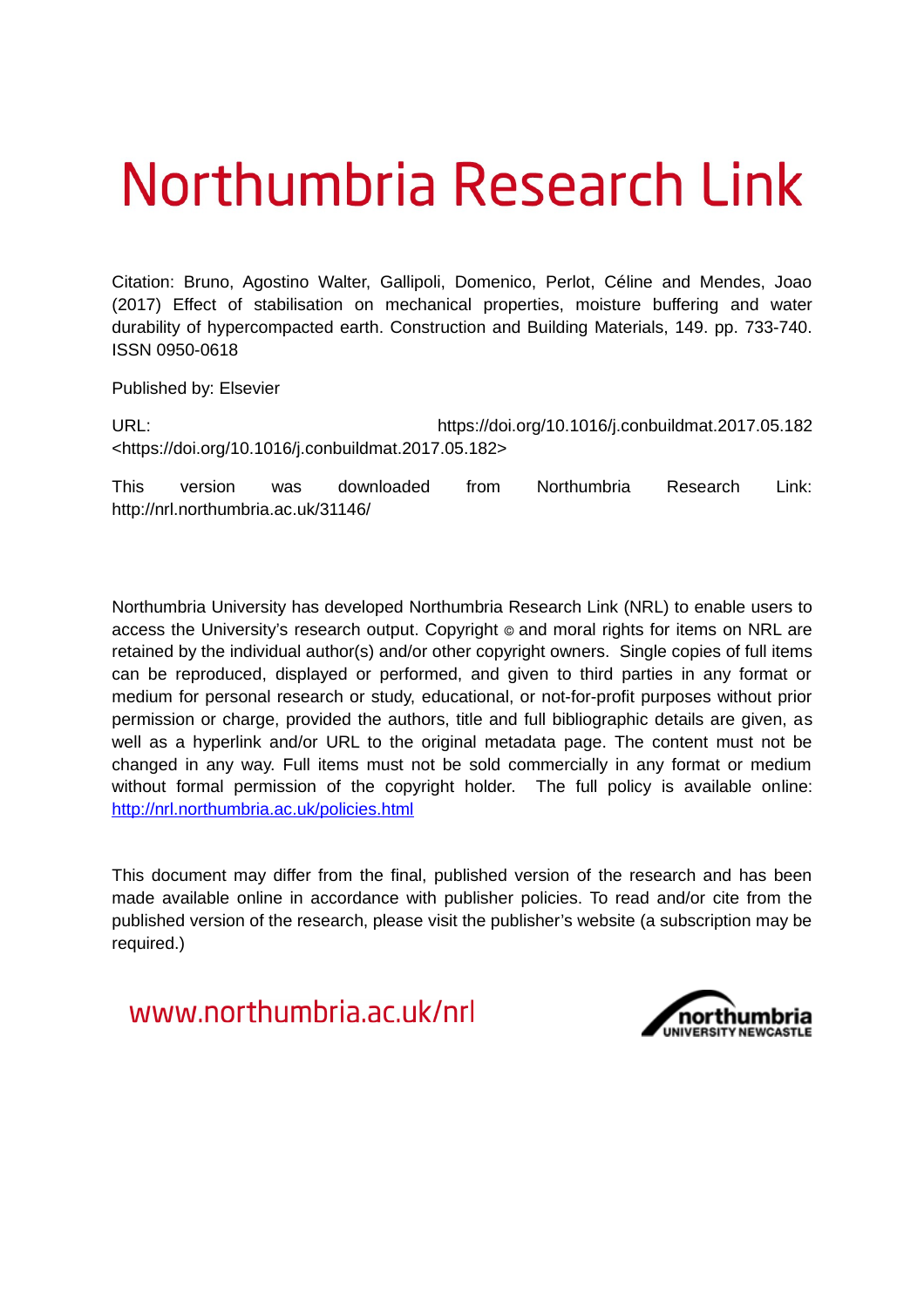# Northumbria Research Link

Citation: Bruno, Agostino Walter, Gallipoli, Domenico, Perlot, Céline and Mendes, Joao (2017) Effect of stabilisation on mechanical properties, moisture buffering and water durability of hypercompacted earth. Construction and Building Materials, 149. pp. 733-740. ISSN 0950-0618

Published by: Elsevier

URL: https://doi.org/10.1016/j.conbuildmat.2017.05.182 <https://doi.org/10.1016/j.conbuildmat.2017.05.182>

This version was downloaded from Northumbria Research Link: http://nrl.northumbria.ac.uk/31146/

Northumbria University has developed Northumbria Research Link (NRL) to enable users to access the University's research output. Copyright © and moral rights for items on NRL are retained by the individual author(s) and/or other copyright owners. Single copies of full items can be reproduced, displayed or performed, and given to third parties in any format or medium for personal research or study, educational, or not-for-profit purposes without prior permission or charge, provided the authors, title and full bibliographic details are given, as well as a hyperlink and/or URL to the original metadata page. The content must not be changed in any way. Full items must not be sold commercially in any format or medium without formal permission of the copyright holder. The full policy is available online: http://nrl.northumbria.ac.uk/policies.html

This document may differ from the final, published version of the research and has been made available online in accordance with publisher policies. To read and/or cite from the published version of the research, please visit the publisher's website (a subscription may be required.)

www.northumbria.ac.uk/nrl

northumbria UNIVERSITY NEWCASTLE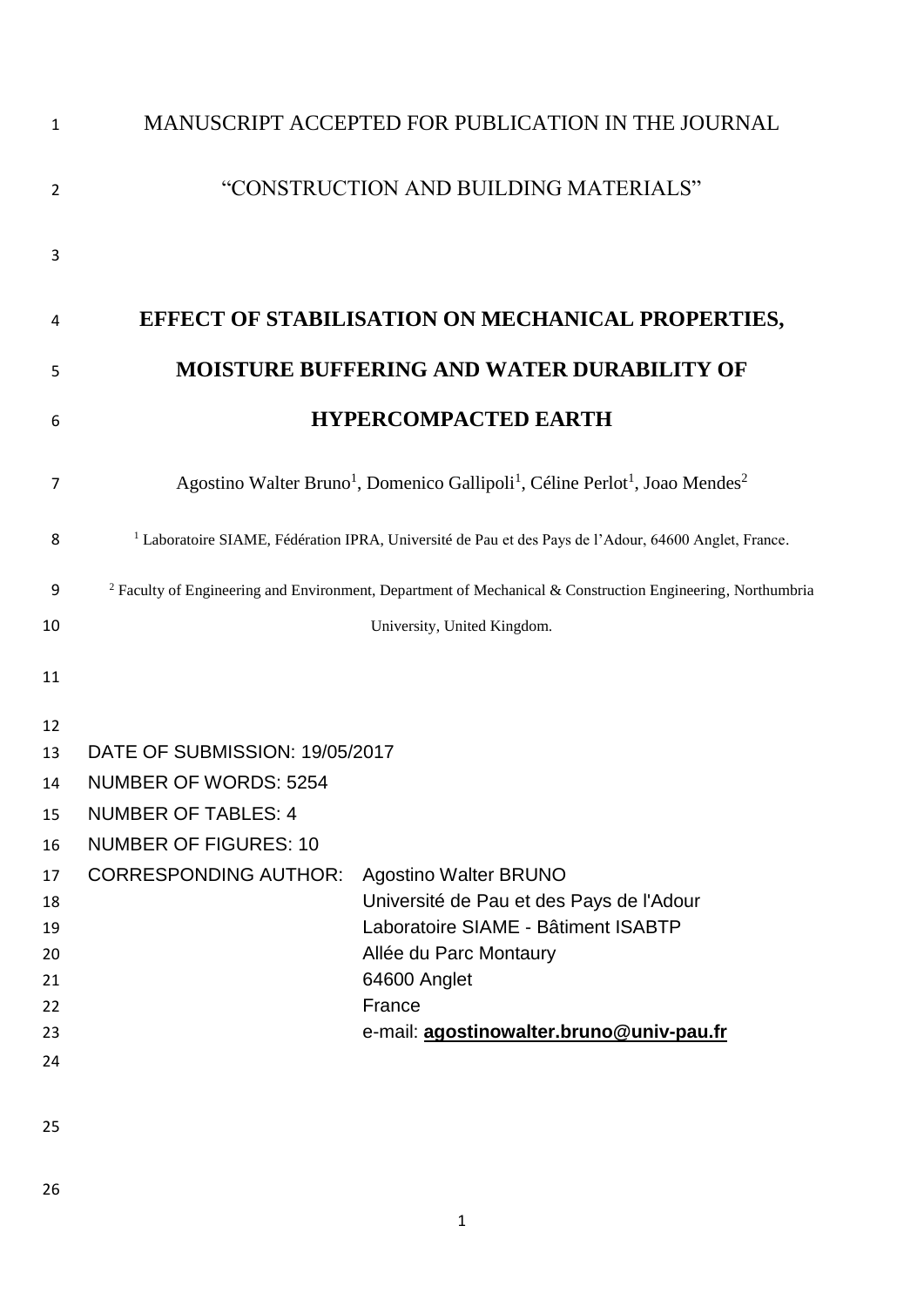MANUSCRIPT ACCEPTED FOR PUBLICATION IN THE JOURNAL

"CONSTRUCTION AND BUILDING MATERIALS"

# EFFECT OF STABILISATION ON MECHANICAL PROPERTIES, MOISTURE BUFFERING AND WATER DURABILITY OF HYPERCOMPACTED EARTH

Agostino Walter Bruno[1], Domenico Gallipoli[1], Céline Perlot[1], Joao Mendes[2]

[1] Laboratoire SIAME, Fédération IPRA, Université de Pau et des Pays de l'Adour, 64600 Anglet, France.

[2] Faculty of Engineering and Environment, Department of Mechanical & Construction Engineering, Northumbria University, United Kingdom.

DATE OF SUBMISSION: 19/05/2017

NUMBER OF WORDS: 5254

NUMBER OF TABLES: 4

NUMBER OF FIGURES: 10

CORRESPONDING AUTHOR: Agostino Walter BRUNO
Université de Pau et des Pays de l'Adour
Laboratoire SIAME - Bâtiment ISABTP
Allée du Parc Montaury
64600 Anglet
France
e-mail: **agostinowalter.bruno@univ-pau.fr**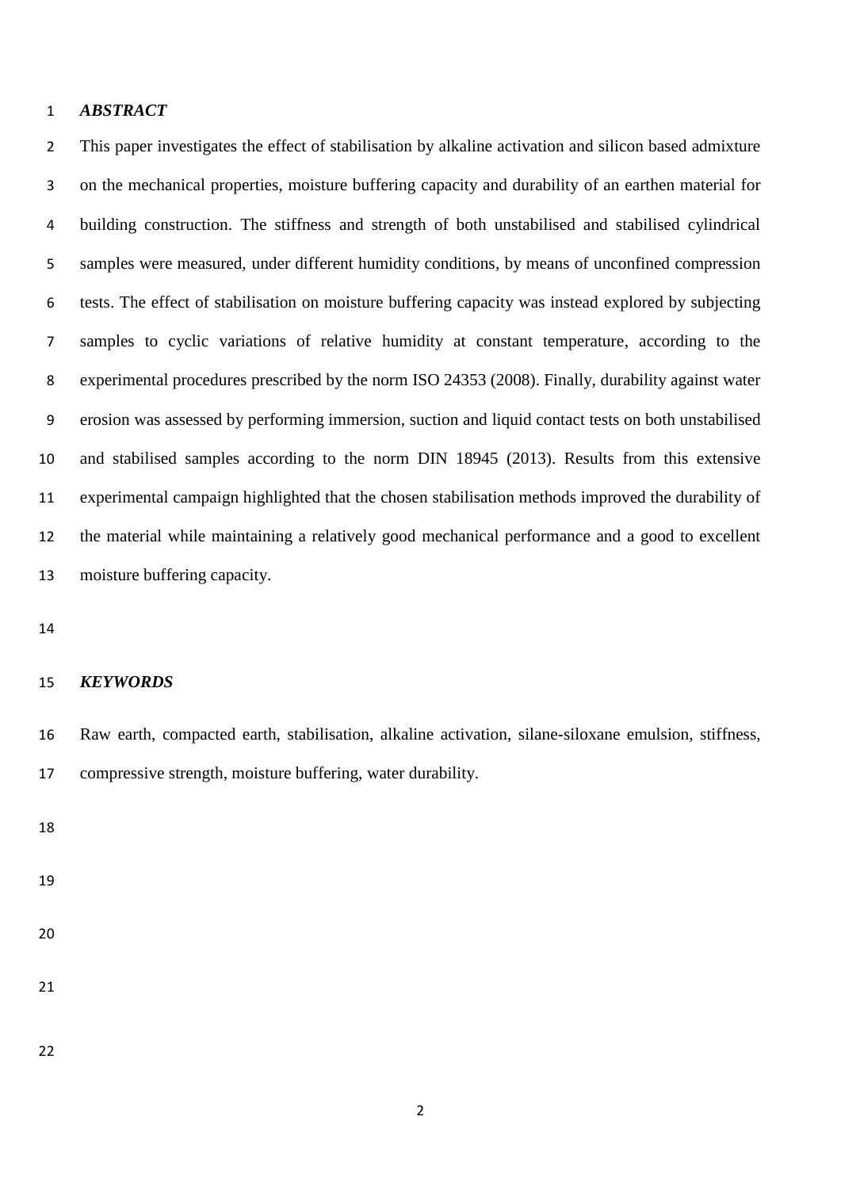## *ABSTRACT*

This paper investigates the effect of stabilisation by alkaline activation and silicon based admixture on the mechanical properties, moisture buffering capacity and durability of an earthen material for building construction. The stiffness and strength of both unstabilised and stabilised cylindrical samples were measured, under different humidity conditions, by means of unconfined compression tests. The effect of stabilisation on moisture buffering capacity was instead explored by subjecting samples to cyclic variations of relative humidity at constant temperature, according to the experimental procedures prescribed by the norm ISO 24353 (2008). Finally, durability against water erosion was assessed by performing immersion, suction and liquid contact tests on both unstabilised and stabilised samples according to the norm DIN 18945 (2013). Results from this extensive experimental campaign highlighted that the chosen stabilisation methods improved the durability of the material while maintaining a relatively good mechanical performance and a good to excellent moisture buffering capacity.

## *KEYWORDS*

Raw earth, compacted earth, stabilisation, alkaline activation, silane-siloxane emulsion, stiffness, compressive strength, moisture buffering, water durability.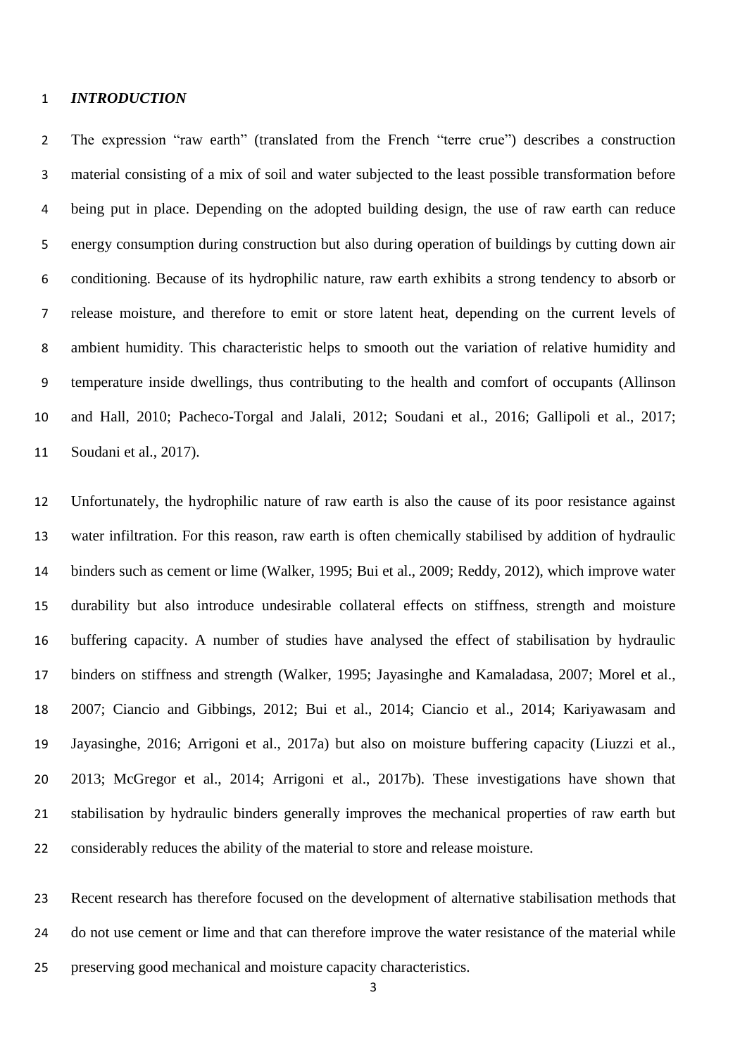## *INTRODUCTION*

The expression "raw earth" (translated from the French "terre crue") describes a construction material consisting of a mix of soil and water subjected to the least possible transformation before being put in place. Depending on the adopted building design, the use of raw earth can reduce energy consumption during construction but also during operation of buildings by cutting down air conditioning. Because of its hydrophilic nature, raw earth exhibits a strong tendency to absorb or release moisture, and therefore to emit or store latent heat, depending on the current levels of ambient humidity. This characteristic helps to smooth out the variation of relative humidity and temperature inside dwellings, thus contributing to the health and comfort of occupants (Allinson and Hall, 2010; Pacheco-Torgal and Jalali, 2012; Soudani et al., 2016; Gallipoli et al., 2017; Soudani et al., 2017).

Unfortunately, the hydrophilic nature of raw earth is also the cause of its poor resistance against water infiltration. For this reason, raw earth is often chemically stabilised by addition of hydraulic binders such as cement or lime (Walker, 1995; Bui et al., 2009; Reddy, 2012), which improve water durability but also introduce undesirable collateral effects on stiffness, strength and moisture buffering capacity. A number of studies have analysed the effect of stabilisation by hydraulic binders on stiffness and strength (Walker, 1995; Jayasinghe and Kamaladasa, 2007; Morel et al., 2007; Ciancio and Gibbings, 2012; Bui et al., 2014; Ciancio et al., 2014; Kariyawasam and Jayasinghe, 2016; Arrigoni et al., 2017a) but also on moisture buffering capacity (Liuzzi et al., 2013; McGregor et al., 2014; Arrigoni et al., 2017b). These investigations have shown that stabilisation by hydraulic binders generally improves the mechanical properties of raw earth but considerably reduces the ability of the material to store and release moisture.

Recent research has therefore focused on the development of alternative stabilisation methods that do not use cement or lime and that can therefore improve the water resistance of the material while preserving good mechanical and moisture capacity characteristics.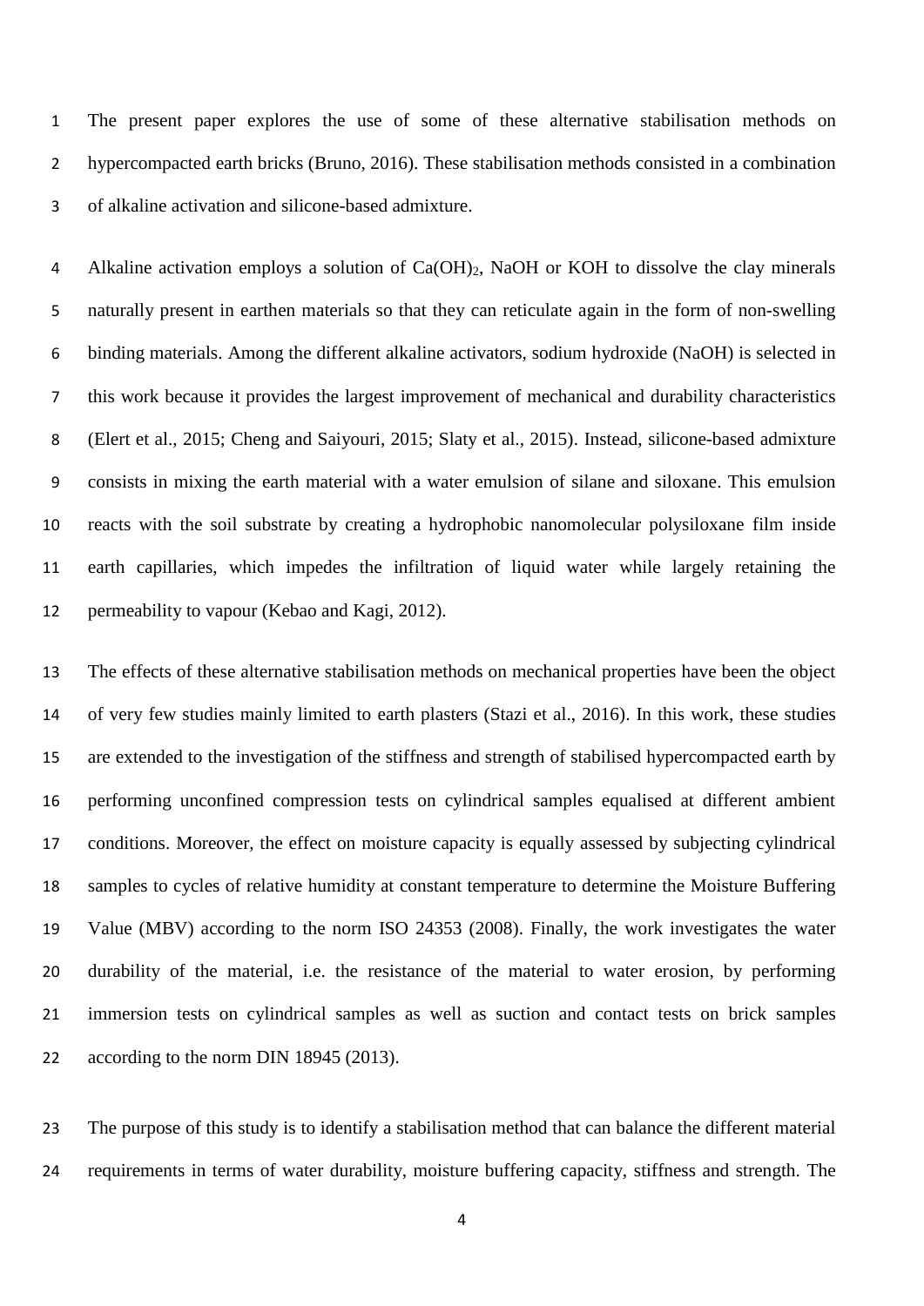The present paper explores the use of some of these alternative stabilisation methods on hypercompacted earth bricks (Bruno, 2016). These stabilisation methods consisted in a combination of alkaline activation and silicone-based admixture.

Alkaline activation employs a solution of $Ca(OH)_2$, NaOH or KOH to dissolve the clay minerals naturally present in earthen materials so that they can reticulate again in the form of non-swelling binding materials. Among the different alkaline activators, sodium hydroxide (NaOH) is selected in this work because it provides the largest improvement of mechanical and durability characteristics (Elert et al., 2015; Cheng and Saiyouri, 2015; Slaty et al., 2015). Instead, silicone-based admixture consists in mixing the earth material with a water emulsion of silane and siloxane. This emulsion reacts with the soil substrate by creating a hydrophobic nanomolecular polysiloxane film inside earth capillaries, which impedes the infiltration of liquid water while largely retaining the permeability to vapour (Kebao and Kagi, 2012).

The effects of these alternative stabilisation methods on mechanical properties have been the object of very few studies mainly limited to earth plasters (Stazi et al., 2016). In this work, these studies are extended to the investigation of the stiffness and strength of stabilised hypercompacted earth by performing unconfined compression tests on cylindrical samples equalised at different ambient conditions. Moreover, the effect on moisture capacity is equally assessed by subjecting cylindrical samples to cycles of relative humidity at constant temperature to determine the Moisture Buffering Value (MBV) according to the norm ISO 24353 (2008). Finally, the work investigates the water durability of the material, i.e. the resistance of the material to water erosion, by performing immersion tests on cylindrical samples as well as suction and contact tests on brick samples according to the norm DIN 18945 (2013).

The purpose of this study is to identify a stabilisation method that can balance the different material requirements in terms of water durability, moisture buffering capacity, stiffness and strength. The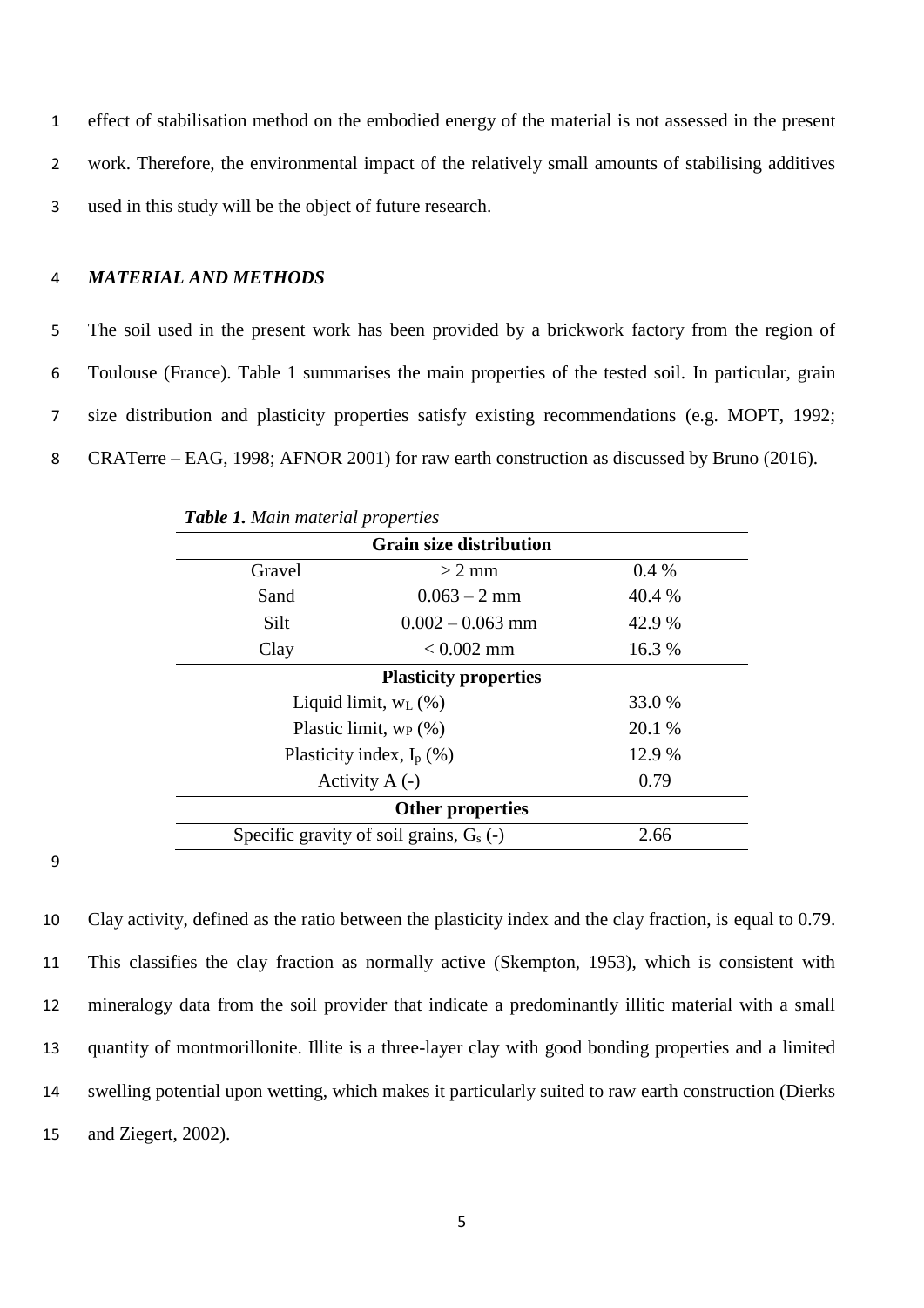effect of stabilisation method on the embodied energy of the material is not assessed in the present work. Therefore, the environmental impact of the relatively small amounts of stabilising additives used in this study will be the object of future research.

## *MATERIAL AND METHODS*

The soil used in the present work has been provided by a brickwork factory from the region of Toulouse (France). Table 1 summarises the main properties of the tested soil. In particular, grain size distribution and plasticity properties satisfy existing recommendations (e.g. MOPT, 1992; CRATerre – EAG, 1998; AFNOR 2001) for raw earth construction as discussed by Bruno (2016).

***Table 1.*** *Main material properties*

| **Grain size distribution** | | |
|---|---|---|
| Gravel | > 2 mm | 0.4 % |
| Sand | 0.063 – 2 mm | 40.4 % |
| Silt | 0.002 – 0.063 mm | 42.9 % |
| Clay | < 0.002 mm | 16.3 % |
| **Plasticity properties** | | |
| Liquid limit, $w_L$ (%) | | 33.0 % |
| Plastic limit, $w_P$ (%) | | 20.1 % |
| Plasticity index, $I_p$ (%) | | 12.9 % |
| Activity A (-) | | 0.79 |
| **Other properties** | | |
| Specific gravity of soil grains, $G_s$ (-) | | 2.66 |

Clay activity, defined as the ratio between the plasticity index and the clay fraction, is equal to 0.79. This classifies the clay fraction as normally active (Skempton, 1953), which is consistent with mineralogy data from the soil provider that indicate a predominantly illitic material with a small quantity of montmorillonite. Illite is a three-layer clay with good bonding properties and a limited swelling potential upon wetting, which makes it particularly suited to raw earth construction (Dierks and Ziegert, 2002).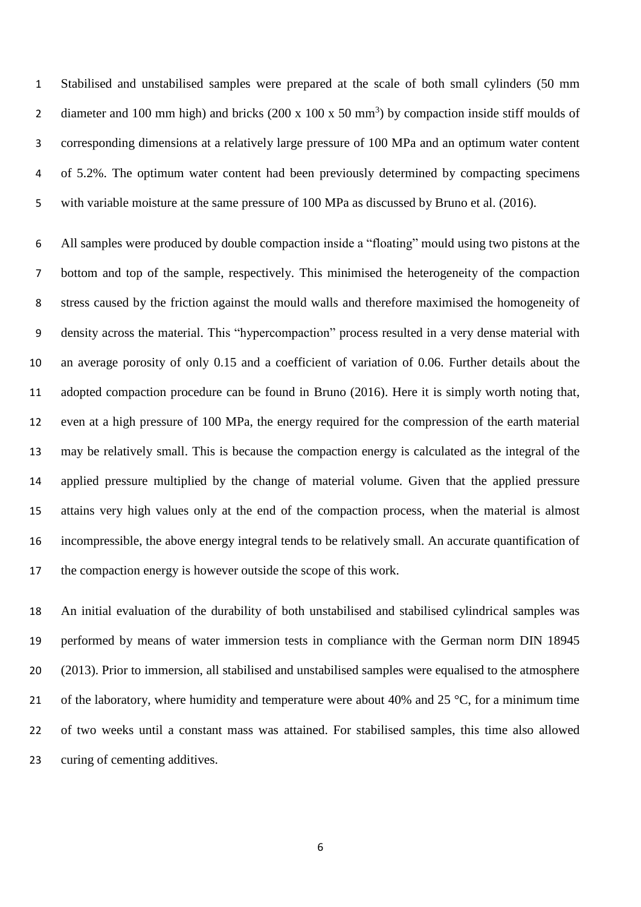Stabilised and unstabilised samples were prepared at the scale of both small cylinders (50 mm diameter and 100 mm high) and bricks (200 x 100 x 50 $mm^3$) by compaction inside stiff moulds of corresponding dimensions at a relatively large pressure of 100 MPa and an optimum water content of 5.2%. The optimum water content had been previously determined by compacting specimens with variable moisture at the same pressure of 100 MPa as discussed by Bruno et al. (2016).

All samples were produced by double compaction inside a "floating" mould using two pistons at the bottom and top of the sample, respectively. This minimised the heterogeneity of the compaction stress caused by the friction against the mould walls and therefore maximised the homogeneity of density across the material. This "hypercompaction" process resulted in a very dense material with an average porosity of only 0.15 and a coefficient of variation of 0.06. Further details about the adopted compaction procedure can be found in Bruno (2016). Here it is simply worth noting that, even at a high pressure of 100 MPa, the energy required for the compression of the earth material may be relatively small. This is because the compaction energy is calculated as the integral of the applied pressure multiplied by the change of material volume. Given that the applied pressure attains very high values only at the end of the compaction process, when the material is almost incompressible, the above energy integral tends to be relatively small. An accurate quantification of the compaction energy is however outside the scope of this work.

An initial evaluation of the durability of both unstabilised and stabilised cylindrical samples was performed by means of water immersion tests in compliance with the German norm DIN 18945 (2013). Prior to immersion, all stabilised and unstabilised samples were equalised to the atmosphere of the laboratory, where humidity and temperature were about 40% and 25 °C, for a minimum time of two weeks until a constant mass was attained. For stabilised samples, this time also allowed curing of cementing additives.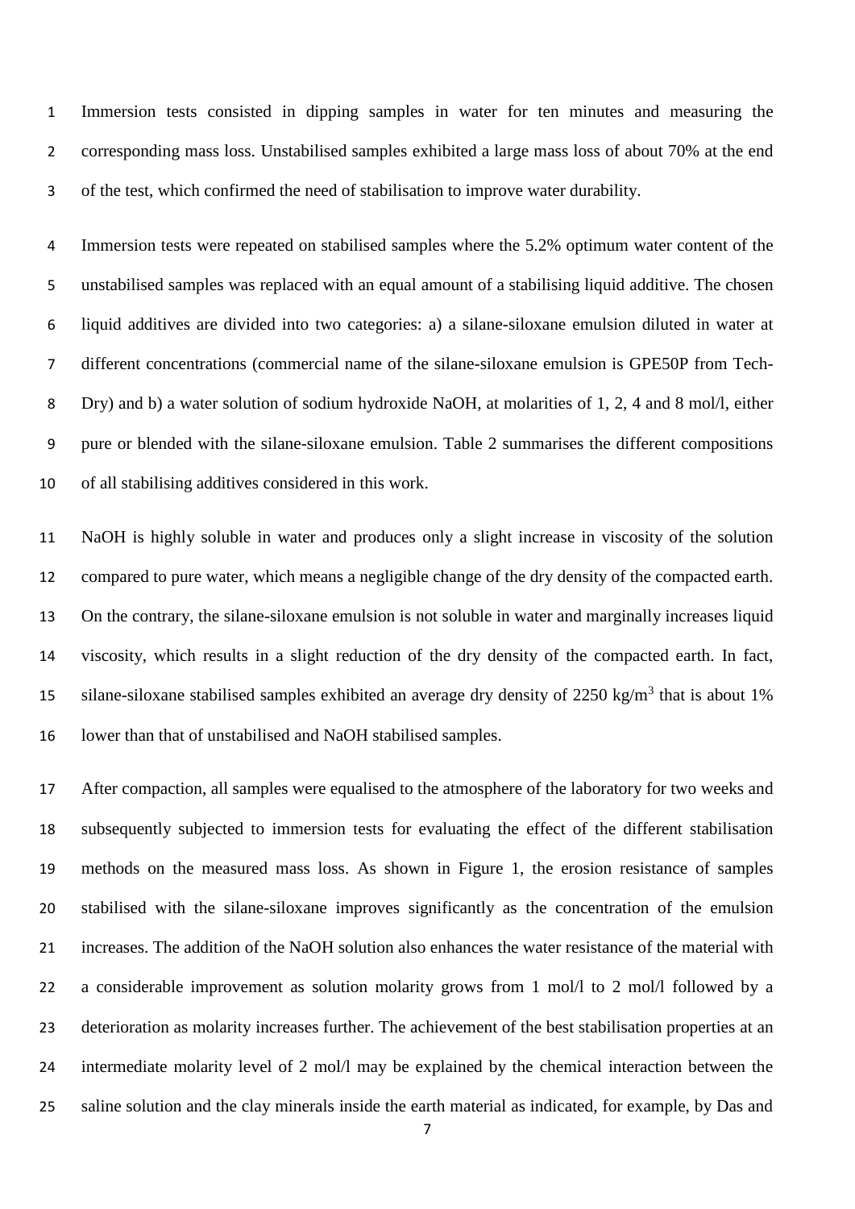Immersion tests consisted in dipping samples in water for ten minutes and measuring the corresponding mass loss. Unstabilised samples exhibited a large mass loss of about 70% at the end of the test, which confirmed the need of stabilisation to improve water durability.

Immersion tests were repeated on stabilised samples where the 5.2% optimum water content of the unstabilised samples was replaced with an equal amount of a stabilising liquid additive. The chosen liquid additives are divided into two categories: a) a silane-siloxane emulsion diluted in water at different concentrations (commercial name of the silane-siloxane emulsion is GPE50P from Tech-Dry) and b) a water solution of sodium hydroxide NaOH, at molarities of 1, 2, 4 and 8 mol/l, either pure or blended with the silane-siloxane emulsion. Table 2 summarises the different compositions of all stabilising additives considered in this work.

NaOH is highly soluble in water and produces only a slight increase in viscosity of the solution compared to pure water, which means a negligible change of the dry density of the compacted earth. On the contrary, the silane-siloxane emulsion is not soluble in water and marginally increases liquid viscosity, which results in a slight reduction of the dry density of the compacted earth. In fact, silane-siloxane stabilised samples exhibited an average dry density of 2250 kg/m$^3$ that is about 1% lower than that of unstabilised and NaOH stabilised samples.

After compaction, all samples were equalised to the atmosphere of the laboratory for two weeks and subsequently subjected to immersion tests for evaluating the effect of the different stabilisation methods on the measured mass loss. As shown in Figure 1, the erosion resistance of samples stabilised with the silane-siloxane improves significantly as the concentration of the emulsion increases. The addition of the NaOH solution also enhances the water resistance of the material with a considerable improvement as solution molarity grows from 1 mol/l to 2 mol/l followed by a deterioration as molarity increases further. The achievement of the best stabilisation properties at an intermediate molarity level of 2 mol/l may be explained by the chemical interaction between the saline solution and the clay minerals inside the earth material as indicated, for example, by Das and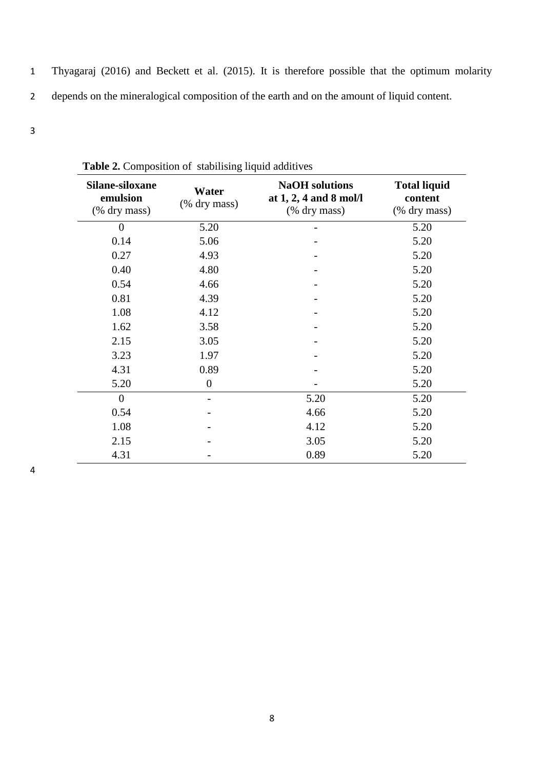Thyagaraj (2016) and Beckett et al. (2015). It is therefore possible that the optimum molarity depends on the mineralogical composition of the earth and on the amount of liquid content.

**Table 2.** Composition of stabilising liquid additives

| **Silane-siloxane emulsion** (% dry mass) | **Water** (% dry mass) | **NaOH solutions at 1, 2, 4 and 8 mol/l** (% dry mass) | **Total liquid content** (% dry mass) |
|---|---|---|---|
| 0 | 5.20 | - | 5.20 |
| 0.14 | 5.06 | - | 5.20 |
| 0.27 | 4.93 | - | 5.20 |
| 0.40 | 4.80 | - | 5.20 |
| 0.54 | 4.66 | - | 5.20 |
| 0.81 | 4.39 | - | 5.20 |
| 1.08 | 4.12 | - | 5.20 |
| 1.62 | 3.58 | - | 5.20 |
| 2.15 | 3.05 | - | 5.20 |
| 3.23 | 1.97 | - | 5.20 |
| 4.31 | 0.89 | - | 5.20 |
| 5.20 | 0 | - | 5.20 |
| 0 | - | 5.20 | 5.20 |
| 0.54 | - | 4.66 | 5.20 |
| 1.08 | - | 4.12 | 5.20 |
| 2.15 | - | 3.05 | 5.20 |
| 4.31 | - | 0.89 | 5.20 |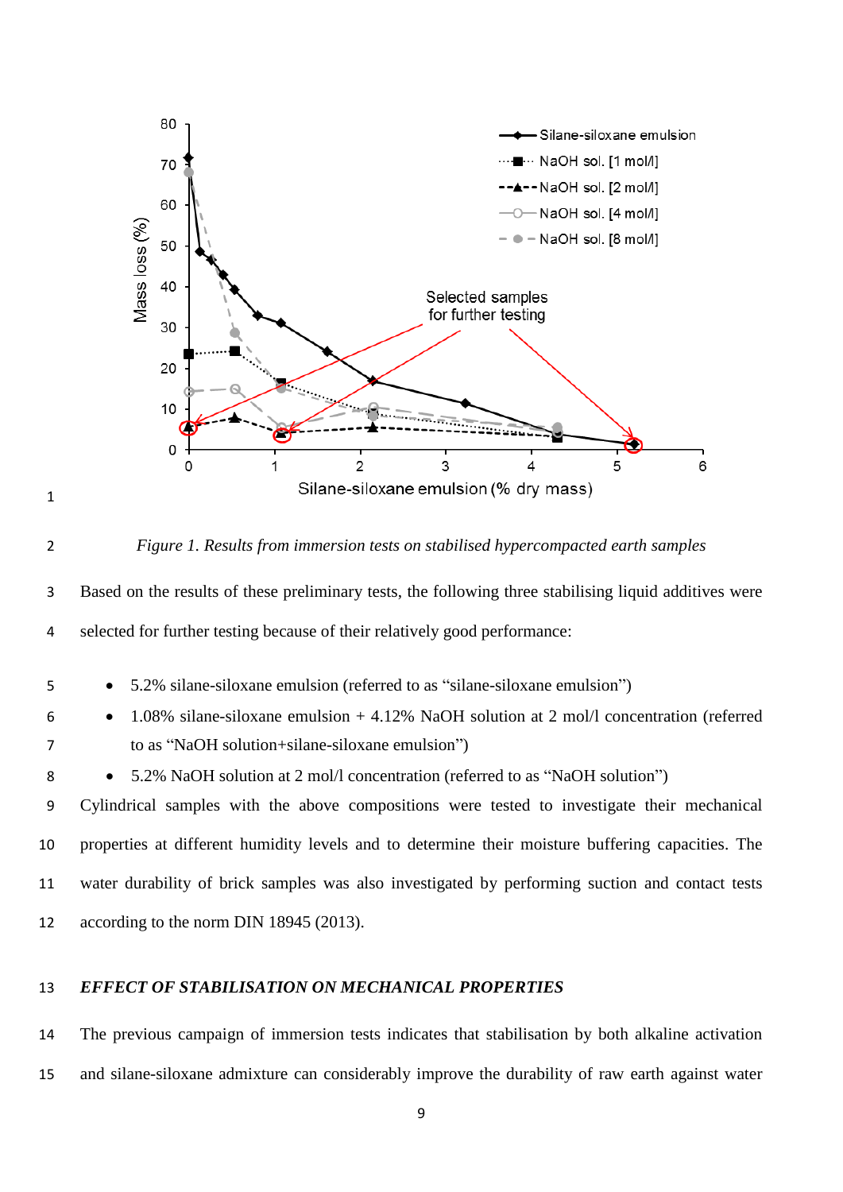*Figure 1. Results from immersion tests on stabilised hypercompacted earth samples*

Based on the results of these preliminary tests, the following three stabilising liquid additives were selected for further testing because of their relatively good performance:

- 5.2% silane-siloxane emulsion (referred to as “silane-siloxane emulsion”)
- 1.08% silane-siloxane emulsion + 4.12% NaOH solution at 2 mol/l concentration (referred to as “NaOH solution+silane-siloxane emulsion”)
- 5.2% NaOH solution at 2 mol/l concentration (referred to as “NaOH solution”)

Cylindrical samples with the above compositions were tested to investigate their mechanical properties at different humidity levels and to determine their moisture buffering capacities. The water durability of brick samples was also investigated by performing suction and contact tests according to the norm DIN 18945 (2013).

## *EFFECT OF STABILISATION ON MECHANICAL PROPERTIES*

The previous campaign of immersion tests indicates that stabilisation by both alkaline activation and silane-siloxane admixture can considerably improve the durability of raw earth against water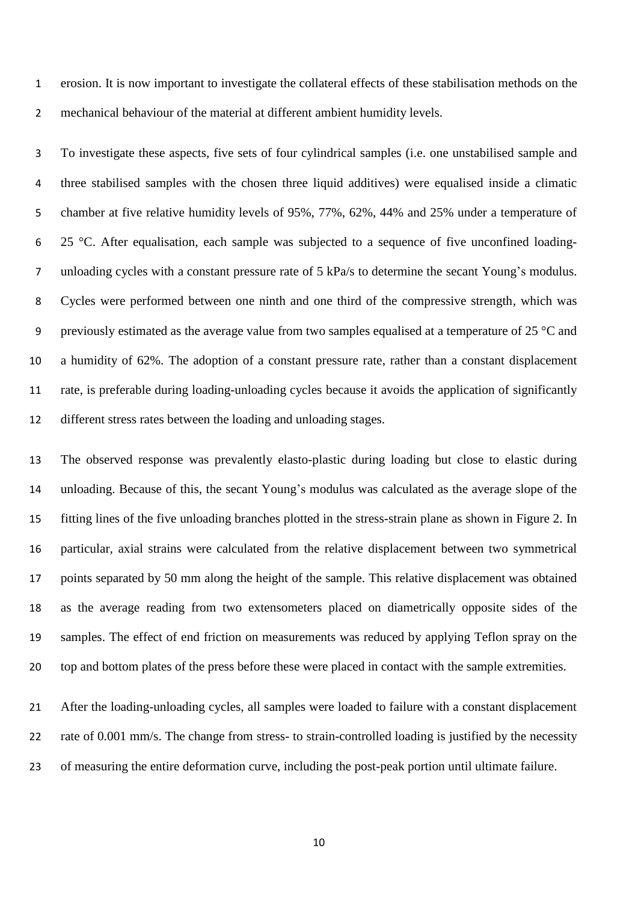erosion. It is now important to investigate the collateral effects of these stabilisation methods on the mechanical behaviour of the material at different ambient humidity levels.

To investigate these aspects, five sets of four cylindrical samples (i.e. one unstabilised sample and three stabilised samples with the chosen three liquid additives) were equalised inside a climatic chamber at five relative humidity levels of 95%, 77%, 62%, 44% and 25% under a temperature of 25 °C. After equalisation, each sample was subjected to a sequence of five unconfined loading-unloading cycles with a constant pressure rate of 5 kPa/s to determine the secant Young's modulus. Cycles were performed between one ninth and one third of the compressive strength, which was previously estimated as the average value from two samples equalised at a temperature of 25 °C and a humidity of 62%. The adoption of a constant pressure rate, rather than a constant displacement rate, is preferable during loading-unloading cycles because it avoids the application of significantly different stress rates between the loading and unloading stages.

The observed response was prevalently elasto-plastic during loading but close to elastic during unloading. Because of this, the secant Young's modulus was calculated as the average slope of the fitting lines of the five unloading branches plotted in the stress-strain plane as shown in Figure 2. In particular, axial strains were calculated from the relative displacement between two symmetrical points separated by 50 mm along the height of the sample. This relative displacement was obtained as the average reading from two extensometers placed on diametrically opposite sides of the samples. The effect of end friction on measurements was reduced by applying Teflon spray on the top and bottom plates of the press before these were placed in contact with the sample extremities.

After the loading-unloading cycles, all samples were loaded to failure with a constant displacement rate of 0.001 mm/s. The change from stress- to strain-controlled loading is justified by the necessity of measuring the entire deformation curve, including the post-peak portion until ultimate failure.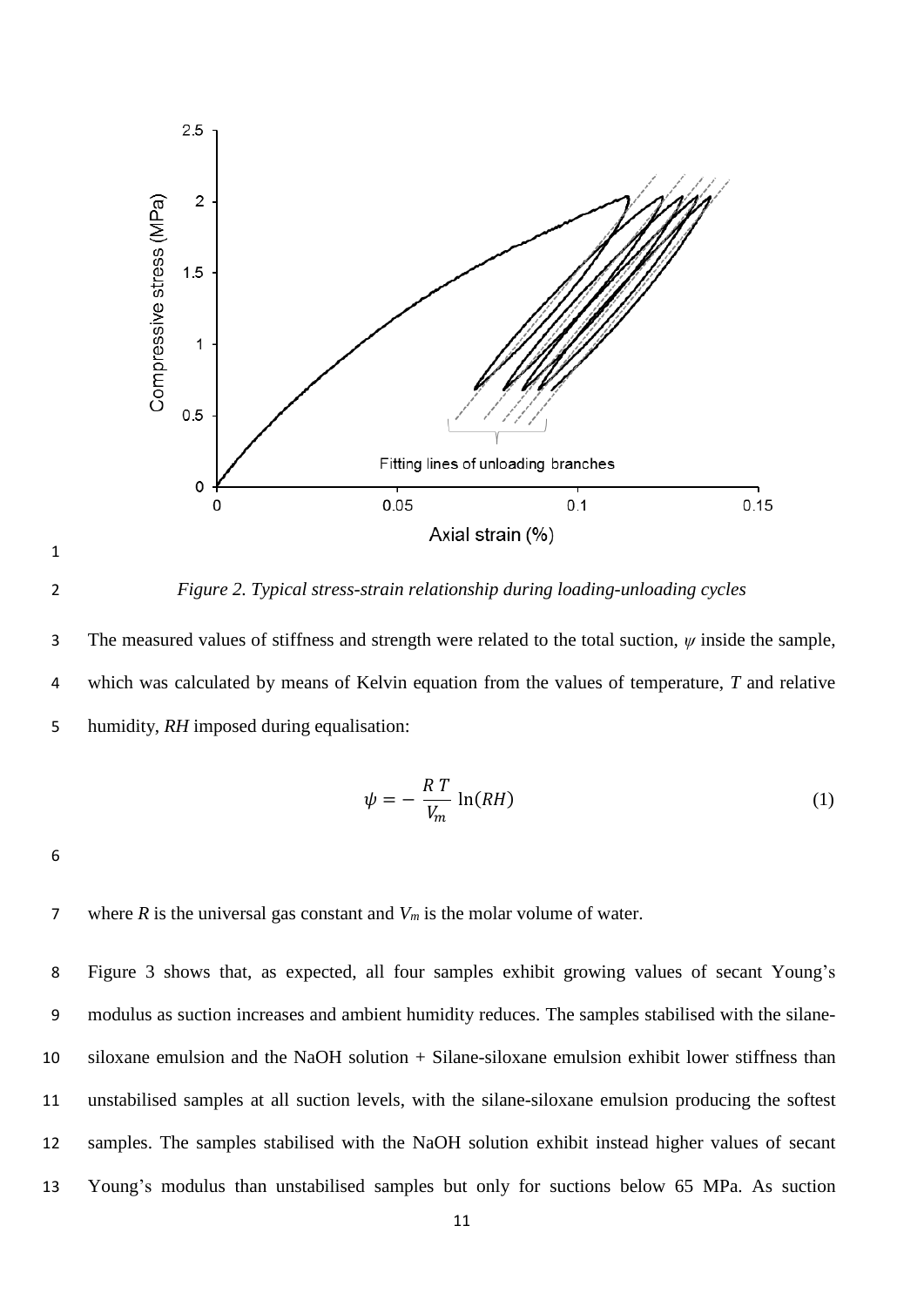*Figure 2. Typical stress-strain relationship during loading-unloading cycles*

The measured values of stiffness and strength were related to the total suction, $\psi$ inside the sample, which was calculated by means of Kelvin equation from the values of temperature, $T$ and relative humidity, $RH$ imposed during equalisation:

$$\psi = -\frac{R\,T}{V_m}\ln(RH) \tag{1}$$

where $R$ is the universal gas constant and $V_m$ is the molar volume of water.

Figure 3 shows that, as expected, all four samples exhibit growing values of secant Young's modulus as suction increases and ambient humidity reduces. The samples stabilised with the silane-siloxane emulsion and the NaOH solution + Silane-siloxane emulsion exhibit lower stiffness than unstabilised samples at all suction levels, with the silane-siloxane emulsion producing the softest samples. The samples stabilised with the NaOH solution exhibit instead higher values of secant Young's modulus than unstabilised samples but only for suctions below 65 MPa. As suction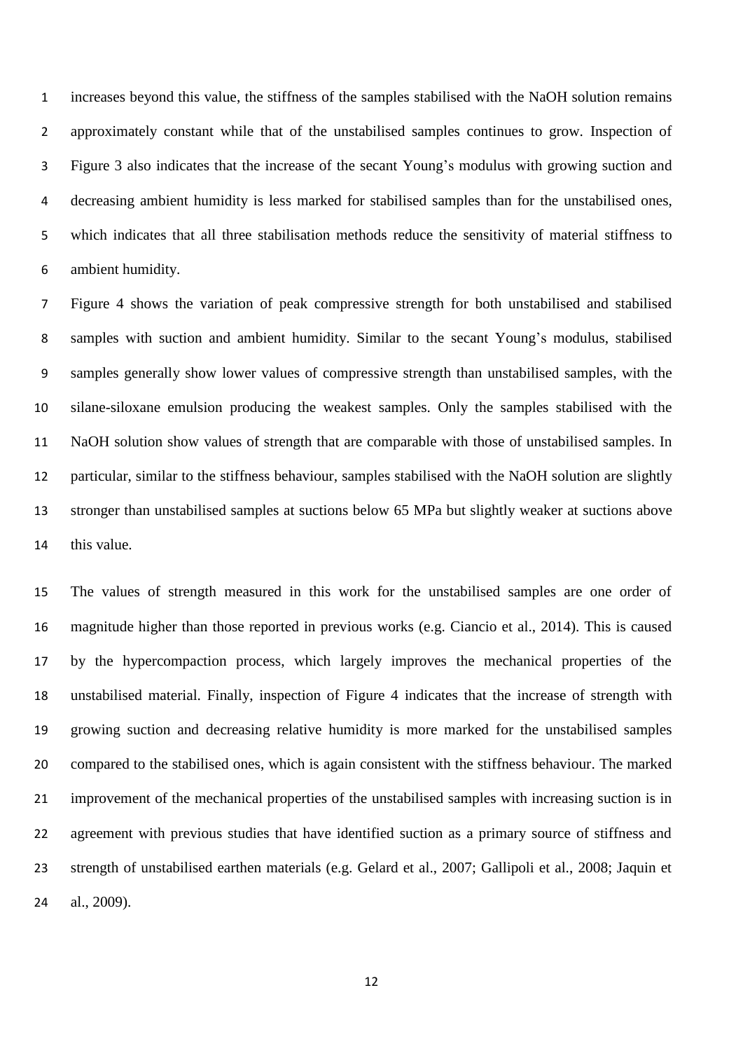increases beyond this value, the stiffness of the samples stabilised with the NaOH solution remains approximately constant while that of the unstabilised samples continues to grow. Inspection of Figure 3 also indicates that the increase of the secant Young's modulus with growing suction and decreasing ambient humidity is less marked for stabilised samples than for the unstabilised ones, which indicates that all three stabilisation methods reduce the sensitivity of material stiffness to ambient humidity.

Figure 4 shows the variation of peak compressive strength for both unstabilised and stabilised samples with suction and ambient humidity. Similar to the secant Young's modulus, stabilised samples generally show lower values of compressive strength than unstabilised samples, with the silane-siloxane emulsion producing the weakest samples. Only the samples stabilised with the NaOH solution show values of strength that are comparable with those of unstabilised samples. In particular, similar to the stiffness behaviour, samples stabilised with the NaOH solution are slightly stronger than unstabilised samples at suctions below 65 MPa but slightly weaker at suctions above this value.

The values of strength measured in this work for the unstabilised samples are one order of magnitude higher than those reported in previous works (e.g. Ciancio et al., 2014). This is caused by the hypercompaction process, which largely improves the mechanical properties of the unstabilised material. Finally, inspection of Figure 4 indicates that the increase of strength with growing suction and decreasing relative humidity is more marked for the unstabilised samples compared to the stabilised ones, which is again consistent with the stiffness behaviour. The marked improvement of the mechanical properties of the unstabilised samples with increasing suction is in agreement with previous studies that have identified suction as a primary source of stiffness and strength of unstabilised earthen materials (e.g. Gelard et al., 2007; Gallipoli et al., 2008; Jaquin et al., 2009).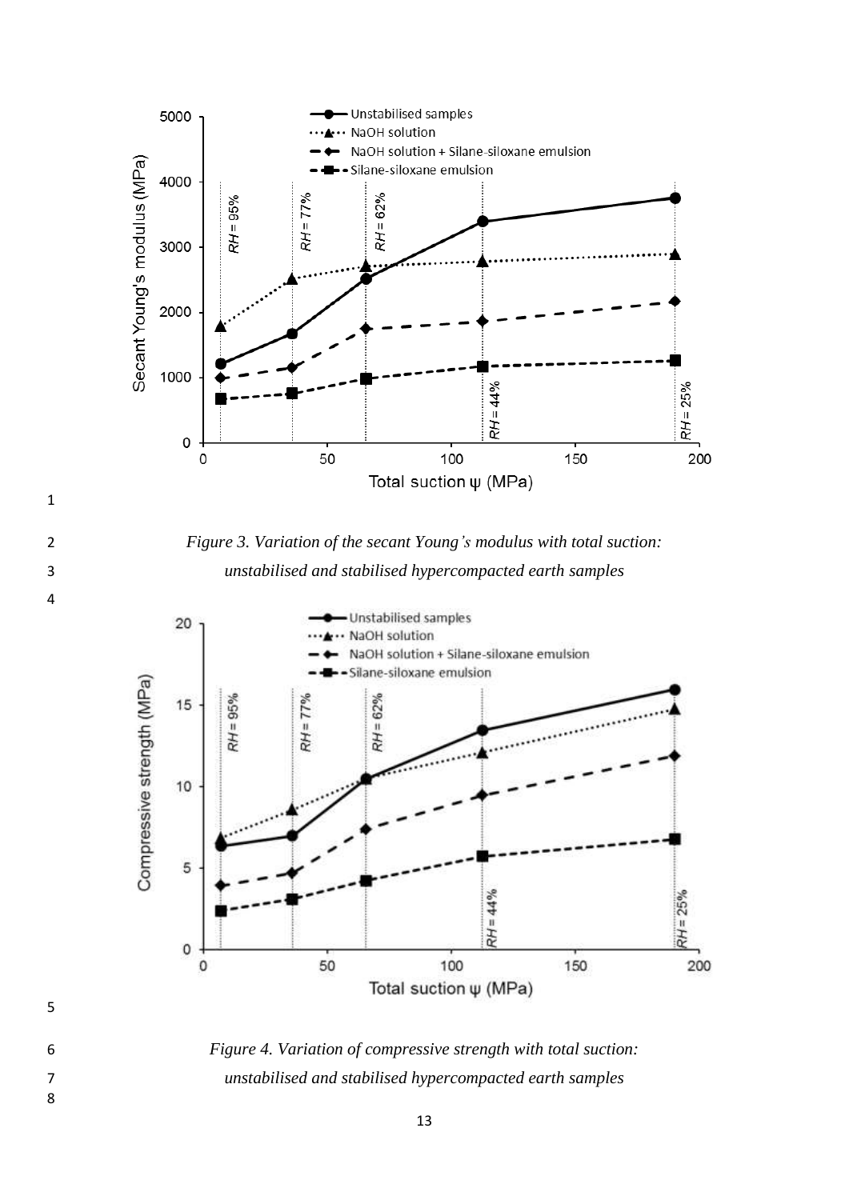*Figure 3. Variation of the secant Young's modulus with total suction: unstabilised and stabilised hypercompacted earth samples*

*Figure 4. Variation of compressive strength with total suction: unstabilised and stabilised hypercompacted earth samples*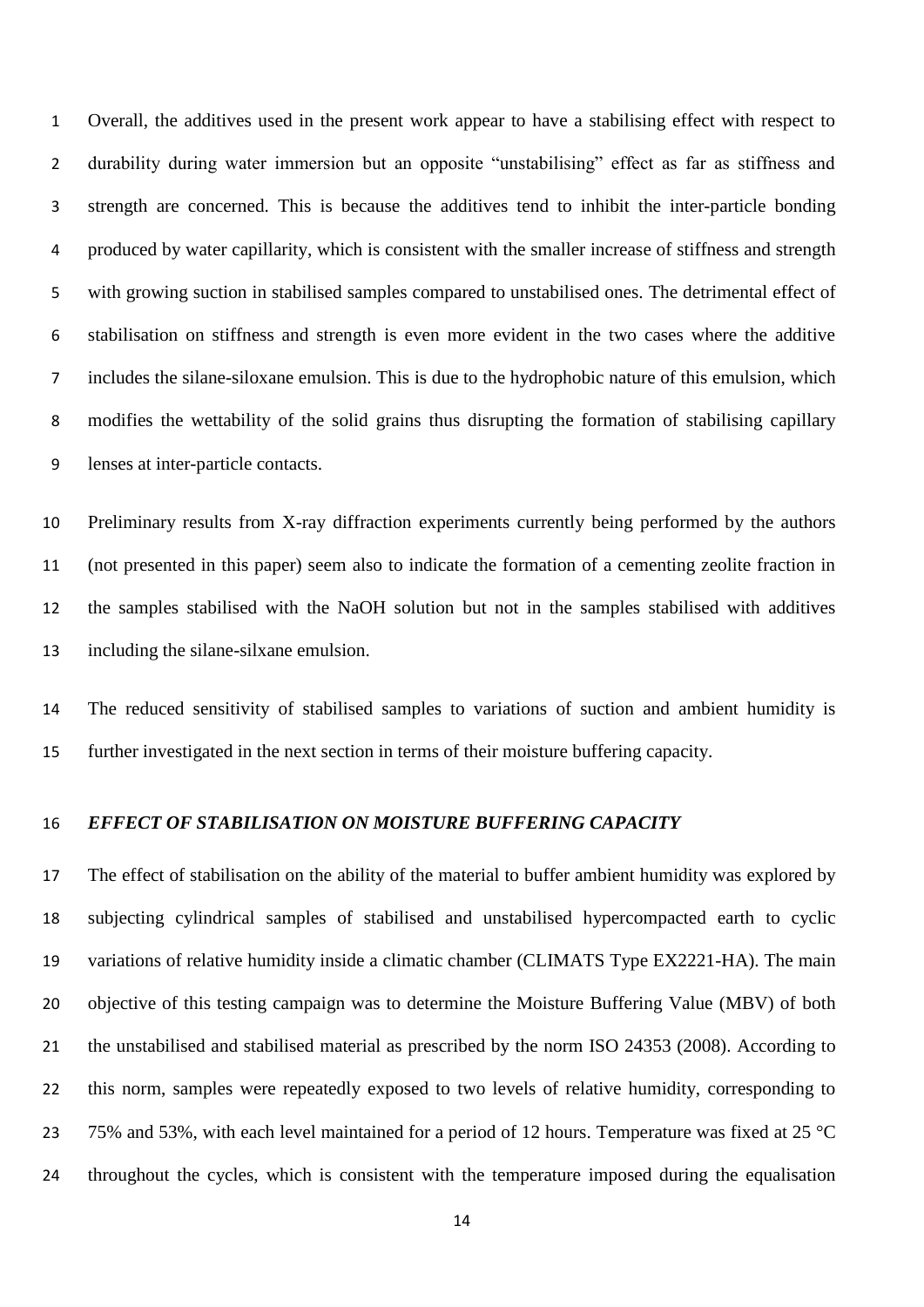Overall, the additives used in the present work appear to have a stabilising effect with respect to durability during water immersion but an opposite "unstabilising" effect as far as stiffness and strength are concerned. This is because the additives tend to inhibit the inter-particle bonding produced by water capillarity, which is consistent with the smaller increase of stiffness and strength with growing suction in stabilised samples compared to unstabilised ones. The detrimental effect of stabilisation on stiffness and strength is even more evident in the two cases where the additive includes the silane-siloxane emulsion. This is due to the hydrophobic nature of this emulsion, which modifies the wettability of the solid grains thus disrupting the formation of stabilising capillary lenses at inter-particle contacts.

Preliminary results from X-ray diffraction experiments currently being performed by the authors (not presented in this paper) seem also to indicate the formation of a cementing zeolite fraction in the samples stabilised with the NaOH solution but not in the samples stabilised with additives including the silane-silxane emulsion.

The reduced sensitivity of stabilised samples to variations of suction and ambient humidity is further investigated in the next section in terms of their moisture buffering capacity.

## *EFFECT OF STABILISATION ON MOISTURE BUFFERING CAPACITY*

The effect of stabilisation on the ability of the material to buffer ambient humidity was explored by subjecting cylindrical samples of stabilised and unstabilised hypercompacted earth to cyclic variations of relative humidity inside a climatic chamber (CLIMATS Type EX2221-HA). The main objective of this testing campaign was to determine the Moisture Buffering Value (MBV) of both the unstabilised and stabilised material as prescribed by the norm ISO 24353 (2008). According to this norm, samples were repeatedly exposed to two levels of relative humidity, corresponding to 75% and 53%, with each level maintained for a period of 12 hours. Temperature was fixed at 25 °C throughout the cycles, which is consistent with the temperature imposed during the equalisation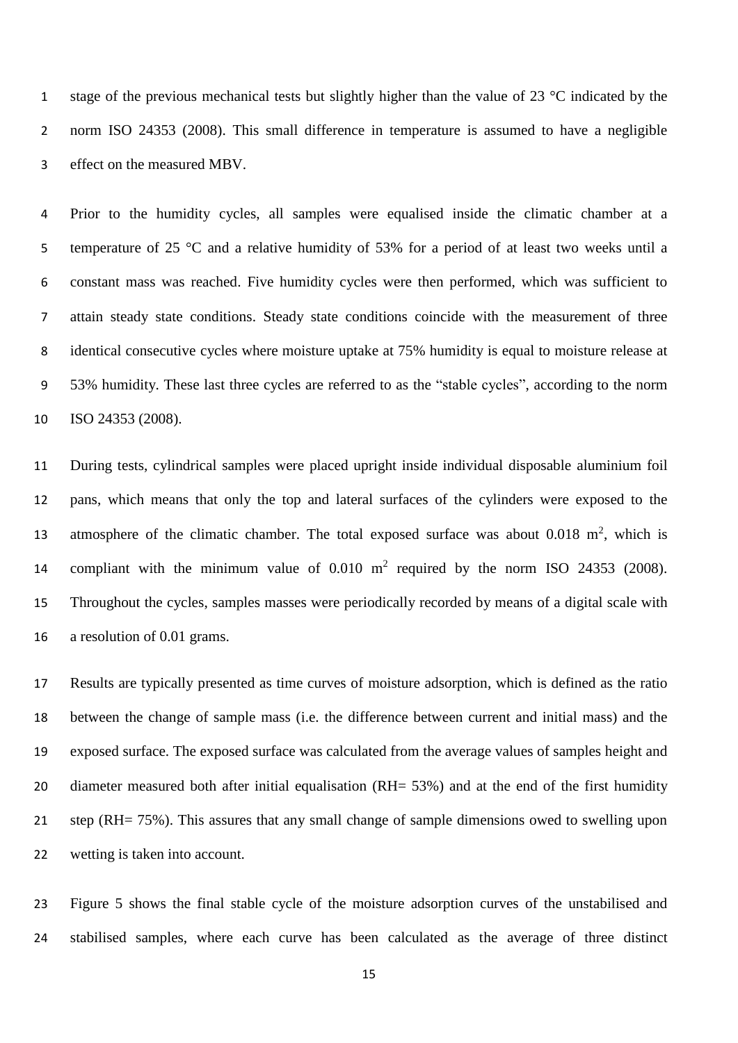stage of the previous mechanical tests but slightly higher than the value of 23 °C indicated by the norm ISO 24353 (2008). This small difference in temperature is assumed to have a negligible effect on the measured MBV.

Prior to the humidity cycles, all samples were equalised inside the climatic chamber at a temperature of 25 °C and a relative humidity of 53% for a period of at least two weeks until a constant mass was reached. Five humidity cycles were then performed, which was sufficient to attain steady state conditions. Steady state conditions coincide with the measurement of three identical consecutive cycles where moisture uptake at 75% humidity is equal to moisture release at 53% humidity. These last three cycles are referred to as the "stable cycles", according to the norm ISO 24353 (2008).

During tests, cylindrical samples were placed upright inside individual disposable aluminium foil pans, which means that only the top and lateral surfaces of the cylinders were exposed to the atmosphere of the climatic chamber. The total exposed surface was about 0.018 $m^2$, which is compliant with the minimum value of 0.010 $m^2$ required by the norm ISO 24353 (2008). Throughout the cycles, samples masses were periodically recorded by means of a digital scale with a resolution of 0.01 grams.

Results are typically presented as time curves of moisture adsorption, which is defined as the ratio between the change of sample mass (i.e. the difference between current and initial mass) and the exposed surface. The exposed surface was calculated from the average values of samples height and diameter measured both after initial equalisation (RH= 53%) and at the end of the first humidity step (RH= 75%). This assures that any small change of sample dimensions owed to swelling upon wetting is taken into account.

Figure 5 shows the final stable cycle of the moisture adsorption curves of the unstabilised and stabilised samples, where each curve has been calculated as the average of three distinct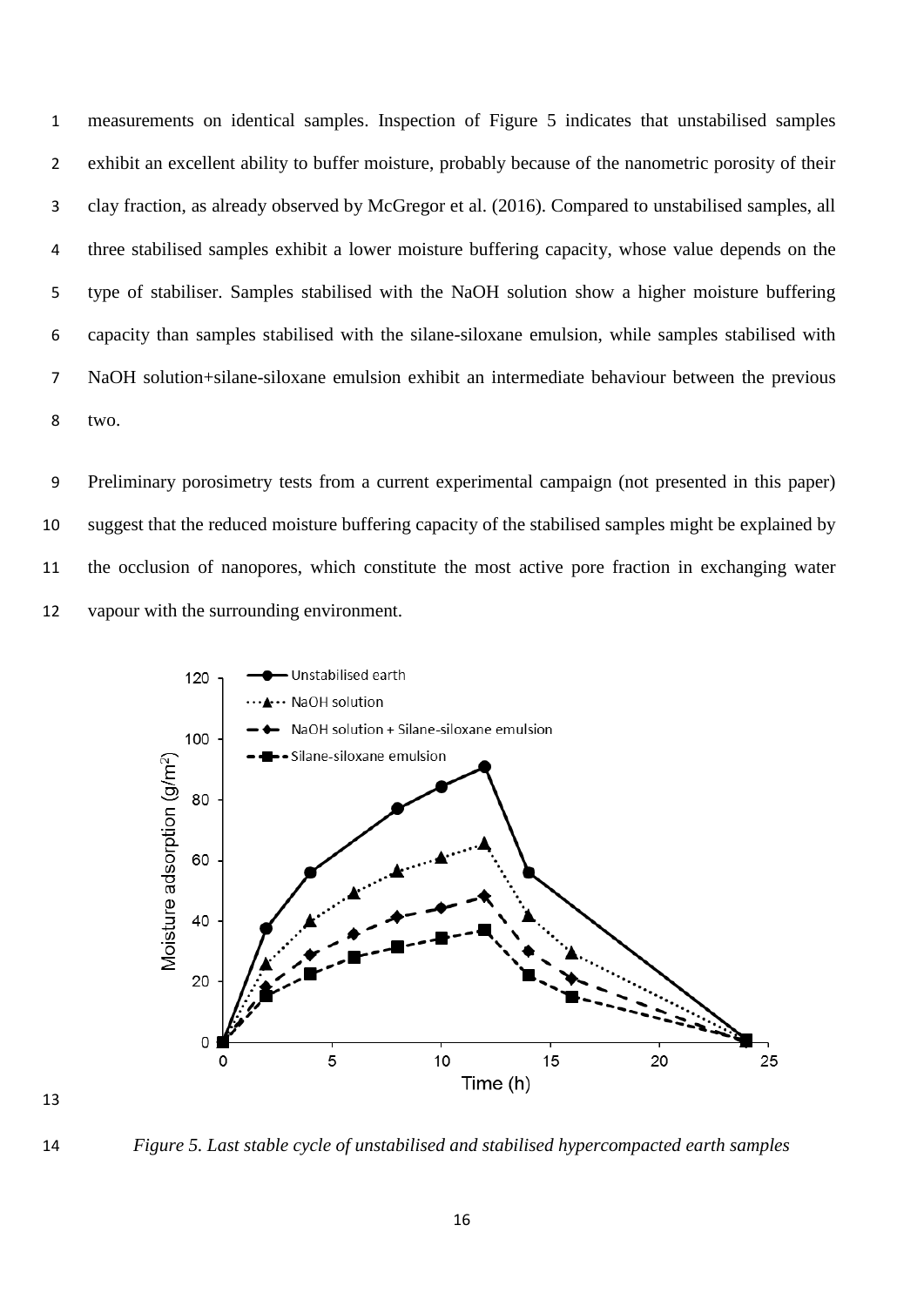measurements on identical samples. Inspection of Figure 5 indicates that unstabilised samples exhibit an excellent ability to buffer moisture, probably because of the nanometric porosity of their clay fraction, as already observed by McGregor et al. (2016). Compared to unstabilised samples, all three stabilised samples exhibit a lower moisture buffering capacity, whose value depends on the type of stabiliser. Samples stabilised with the NaOH solution show a higher moisture buffering capacity than samples stabilised with the silane-siloxane emulsion, while samples stabilised with NaOH solution+silane-siloxane emulsion exhibit an intermediate behaviour between the previous two.

Preliminary porosimetry tests from a current experimental campaign (not presented in this paper) suggest that the reduced moisture buffering capacity of the stabilised samples might be explained by the occlusion of nanopores, which constitute the most active pore fraction in exchanging water vapour with the surrounding environment.

*Figure 5. Last stable cycle of unstabilised and stabilised hypercompacted earth samples*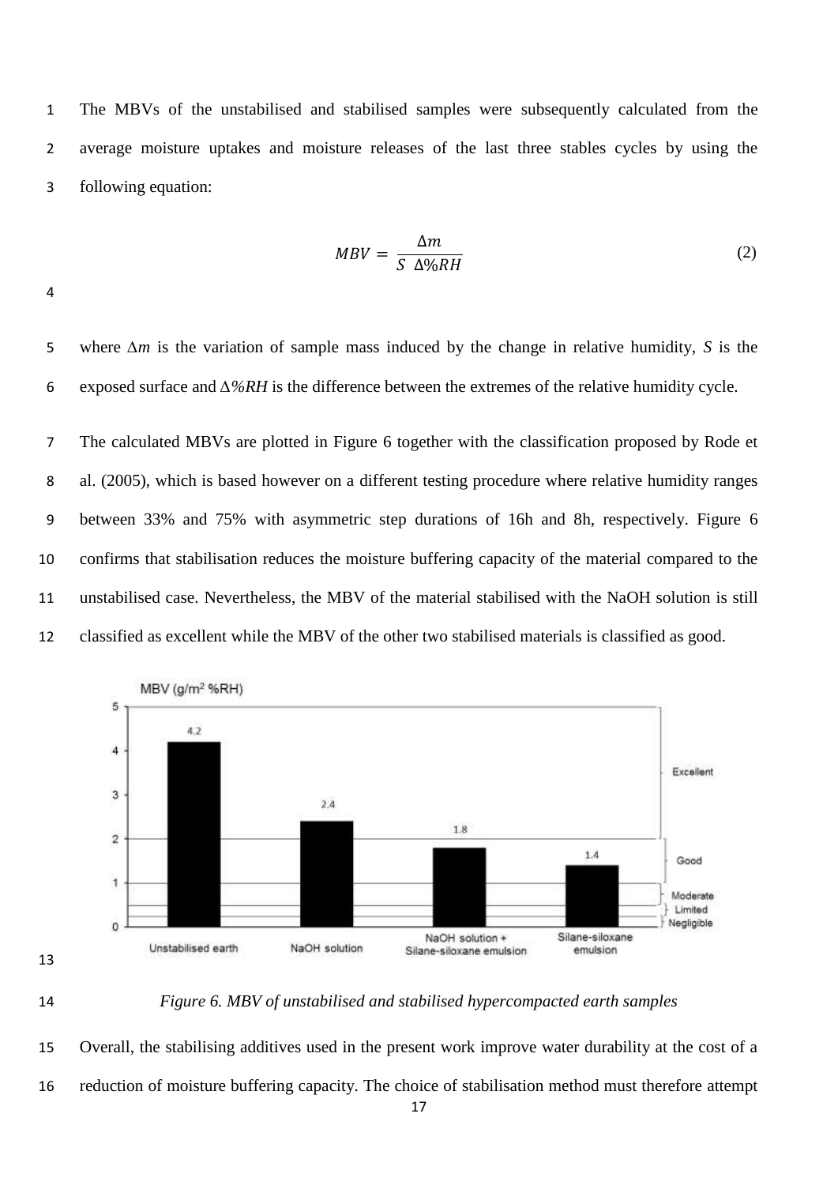The MBVs of the unstabilised and stabilised samples were subsequently calculated from the average moisture uptakes and moisture releases of the last three stables cycles by using the following equation:

$$MBV = \frac{\Delta m}{S \;\; \Delta\%RH} \tag{2}$$

where $\Delta m$ is the variation of sample mass induced by the change in relative humidity, $S$ is the exposed surface and $\Delta\%RH$ is the difference between the extremes of the relative humidity cycle.

The calculated MBVs are plotted in Figure 6 together with the classification proposed by Rode et al. (2005), which is based however on a different testing procedure where relative humidity ranges between 33% and 75% with asymmetric step durations of 16h and 8h, respectively. Figure 6 confirms that stabilisation reduces the moisture buffering capacity of the material compared to the unstabilised case. Nevertheless, the MBV of the material stabilised with the NaOH solution is still classified as excellent while the MBV of the other two stabilised materials is classified as good.

*Figure 6. MBV of unstabilised and stabilised hypercompacted earth samples*

Overall, the stabilising additives used in the present work improve water durability at the cost of a reduction of moisture buffering capacity. The choice of stabilisation method must therefore attempt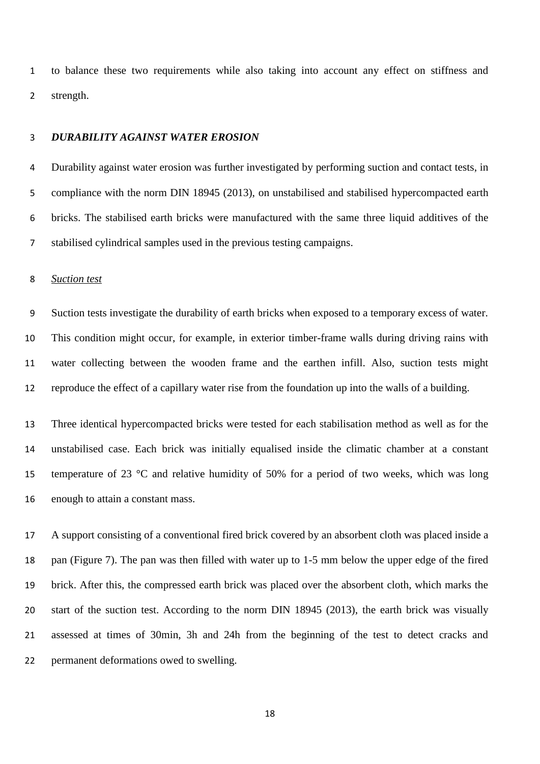to balance these two requirements while also taking into account any effect on stiffness and strength.

### *DURABILITY AGAINST WATER EROSION*

Durability against water erosion was further investigated by performing suction and contact tests, in compliance with the norm DIN 18945 (2013), on unstabilised and stabilised hypercompacted earth bricks. The stabilised earth bricks were manufactured with the same three liquid additives of the stabilised cylindrical samples used in the previous testing campaigns.

#### *Suction test*

Suction tests investigate the durability of earth bricks when exposed to a temporary excess of water. This condition might occur, for example, in exterior timber-frame walls during driving rains with water collecting between the wooden frame and the earthen infill. Also, suction tests might reproduce the effect of a capillary water rise from the foundation up into the walls of a building.

Three identical hypercompacted bricks were tested for each stabilisation method as well as for the unstabilised case. Each brick was initially equalised inside the climatic chamber at a constant temperature of 23 °C and relative humidity of 50% for a period of two weeks, which was long enough to attain a constant mass.

A support consisting of a conventional fired brick covered by an absorbent cloth was placed inside a pan (Figure 7). The pan was then filled with water up to 1-5 mm below the upper edge of the fired brick. After this, the compressed earth brick was placed over the absorbent cloth, which marks the start of the suction test. According to the norm DIN 18945 (2013), the earth brick was visually assessed at times of 30min, 3h and 24h from the beginning of the test to detect cracks and permanent deformations owed to swelling.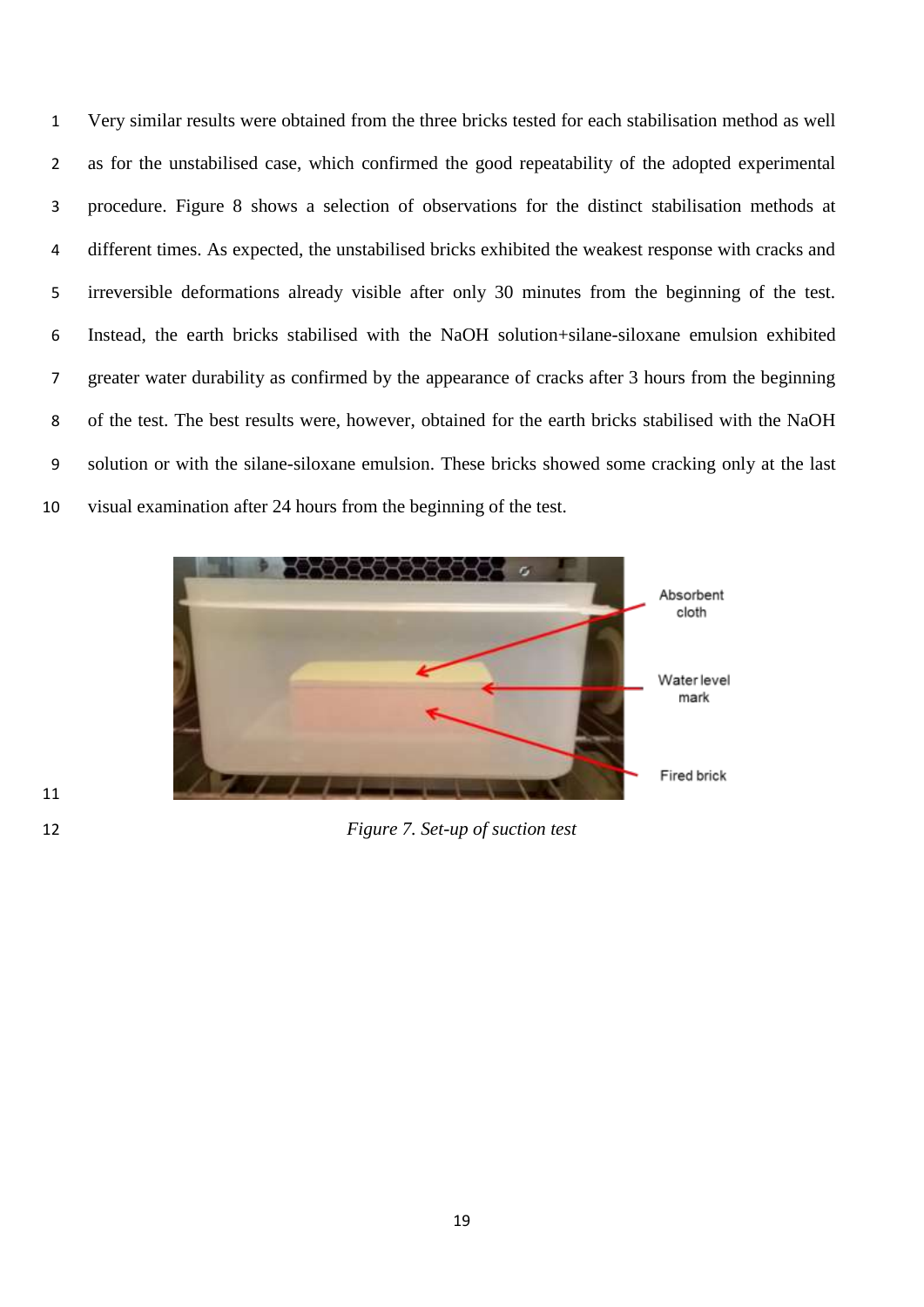Very similar results were obtained from the three bricks tested for each stabilisation method as well as for the unstabilised case, which confirmed the good repeatability of the adopted experimental procedure. Figure 8 shows a selection of observations for the distinct stabilisation methods at different times. As expected, the unstabilised bricks exhibited the weakest response with cracks and irreversible deformations already visible after only 30 minutes from the beginning of the test. Instead, the earth bricks stabilised with the NaOH solution+silane-siloxane emulsion exhibited greater water durability as confirmed by the appearance of cracks after 3 hours from the beginning of the test. The best results were, however, obtained for the earth bricks stabilised with the NaOH solution or with the silane-siloxane emulsion. These bricks showed some cracking only at the last visual examination after 24 hours from the beginning of the test.

*Figure 7. Set-up of suction test*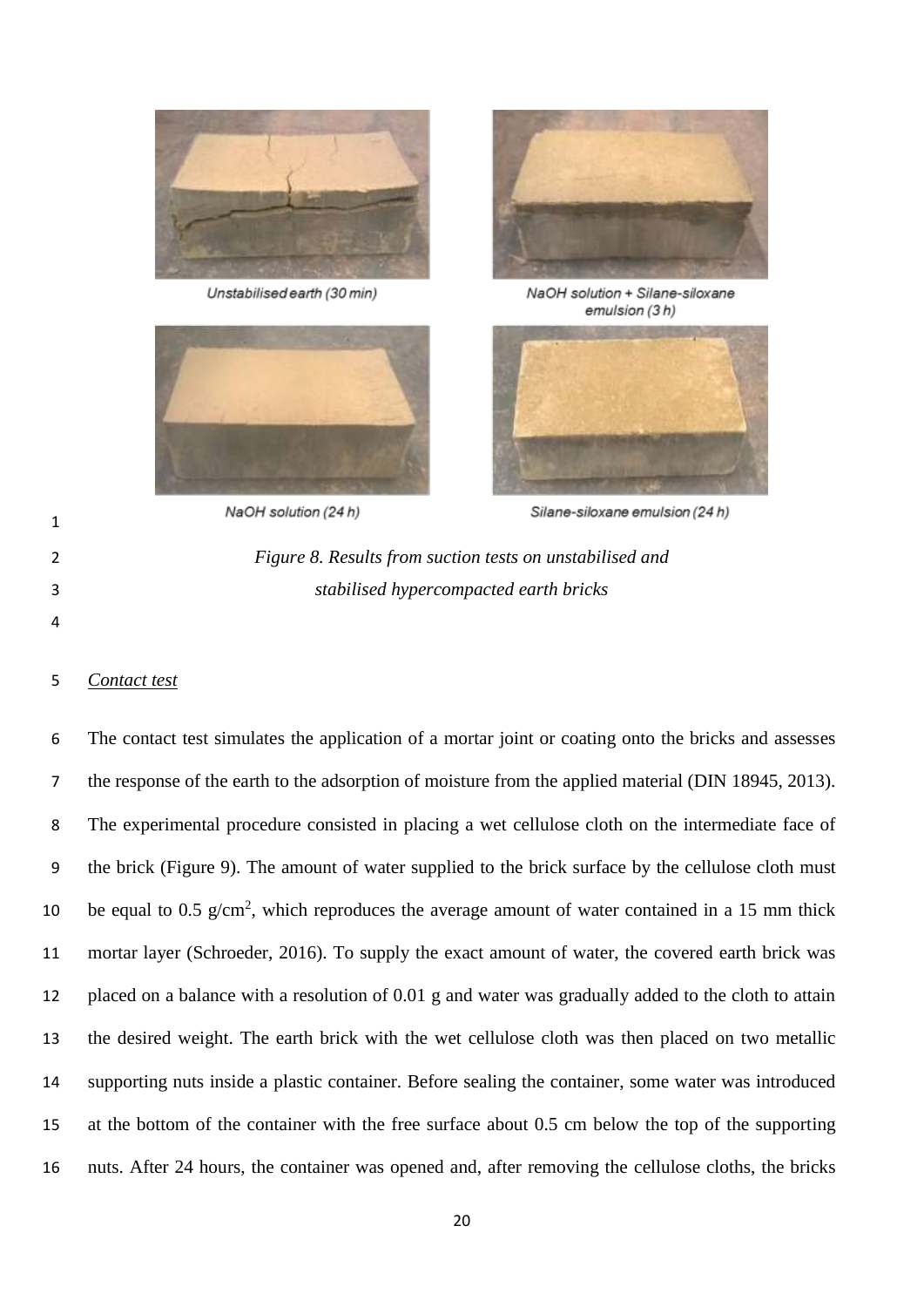Unstabilised earth (30 min)

NaOH solution + Silane-siloxane emulsion (3 h)

NaOH solution (24 h)

Silane-siloxane emulsion (24 h)

*Figure 8. Results from suction tests on unstabilised and stabilised hypercompacted earth bricks*

*Contact test*

The contact test simulates the application of a mortar joint or coating onto the bricks and assesses the response of the earth to the adsorption of moisture from the applied material (DIN 18945, 2013). The experimental procedure consisted in placing a wet cellulose cloth on the intermediate face of the brick (Figure 9). The amount of water supplied to the brick surface by the cellulose cloth must be equal to 0.5 g/cm$^2$, which reproduces the average amount of water contained in a 15 mm thick mortar layer (Schroeder, 2016). To supply the exact amount of water, the covered earth brick was placed on a balance with a resolution of 0.01 g and water was gradually added to the cloth to attain the desired weight. The earth brick with the wet cellulose cloth was then placed on two metallic supporting nuts inside a plastic container. Before sealing the container, some water was introduced at the bottom of the container with the free surface about 0.5 cm below the top of the supporting nuts. After 24 hours, the container was opened and, after removing the cellulose cloths, the bricks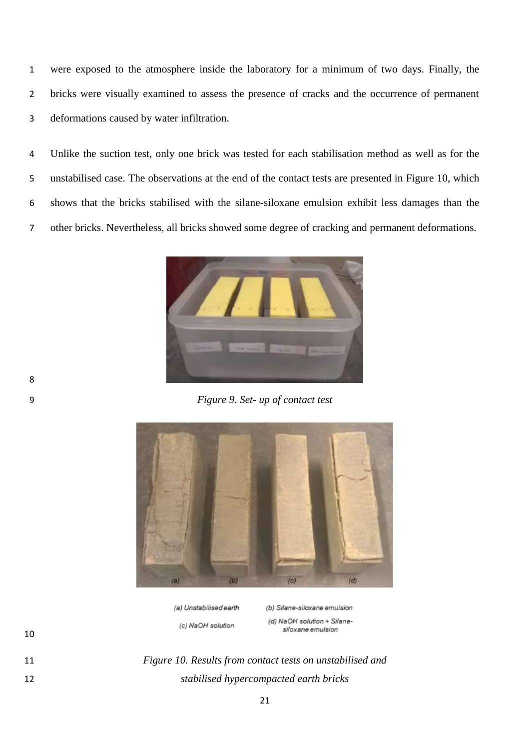were exposed to the atmosphere inside the laboratory for a minimum of two days. Finally, the bricks were visually examined to assess the presence of cracks and the occurrence of permanent deformations caused by water infiltration.

Unlike the suction test, only one brick was tested for each stabilisation method as well as for the unstabilised case. The observations at the end of the contact tests are presented in Figure 10, which shows that the bricks stabilised with the silane-siloxane emulsion exhibit less damages than the other bricks. Nevertheless, all bricks showed some degree of cracking and permanent deformations.

*Figure 9. Set- up of contact test*

(a) Unstabilised earth (b) Silane-siloxane emulsion

(c) NaOH solution (d) NaOH solution + Silane-siloxane emulsion

*Figure 10. Results from contact tests on unstabilised and stabilised hypercompacted earth bricks*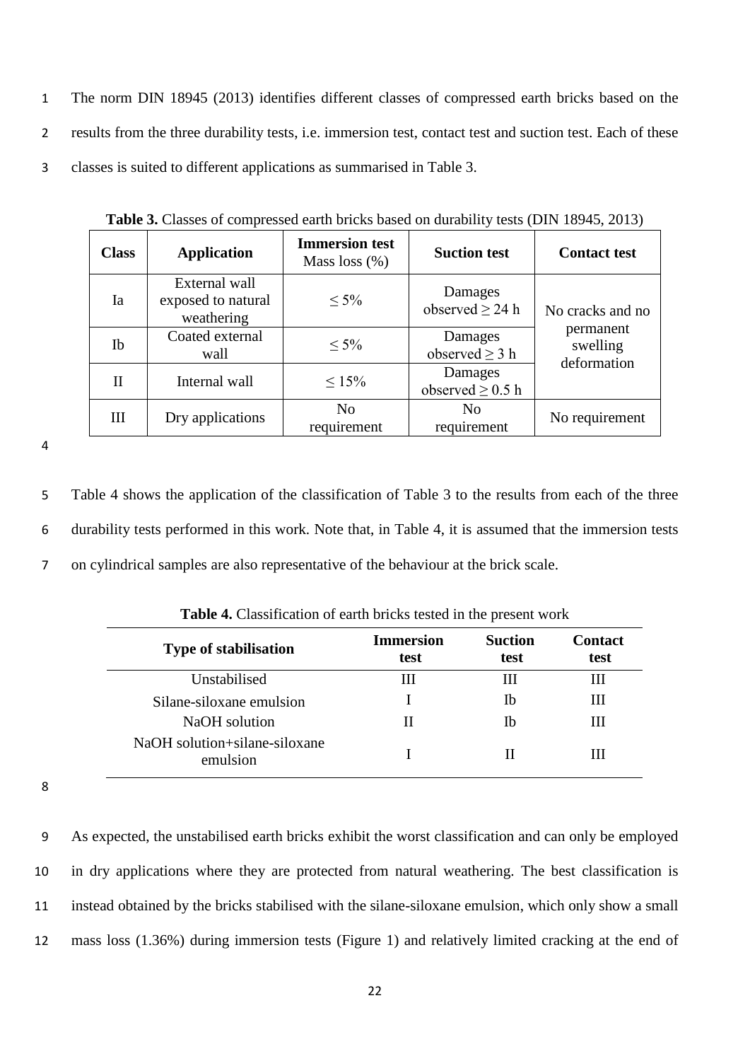The norm DIN 18945 (2013) identifies different classes of compressed earth bricks based on the results from the three durability tests, i.e. immersion test, contact test and suction test. Each of these classes is suited to different applications as summarised in Table 3.

**Table 3.** Classes of compressed earth bricks based on durability tests (DIN 18945, 2013)

| Class | Application | Immersion test Mass loss (%) | Suction test | Contact test |
|---|---|---|---|---|
| Ia | External wall exposed to natural weathering | ≤ 5% | Damages observed ≥ 24 h | No cracks and no permanent swelling deformation |
| Ib | Coated external wall | ≤ 5% | Damages observed ≥ 3 h | |
| II | Internal wall | ≤ 15% | Damages observed ≥ 0.5 h | |
| III | Dry applications | No requirement | No requirement | No requirement |

Table 4 shows the application of the classification of Table 3 to the results from each of the three durability tests performed in this work. Note that, in Table 4, it is assumed that the immersion tests on cylindrical samples are also representative of the behaviour at the brick scale.

**Table 4.** Classification of earth bricks tested in the present work

| Type of stabilisation | Immersion test | Suction test | Contact test |
|---|---|---|---|
| Unstabilised | III | III | III |
| Silane-siloxane emulsion | I | Ib | III |
| NaOH solution | II | Ib | III |
| NaOH solution+silane-siloxane emulsion | I | II | III |

As expected, the unstabilised earth bricks exhibit the worst classification and can only be employed in dry applications where they are protected from natural weathering. The best classification is instead obtained by the bricks stabilised with the silane-siloxane emulsion, which only show a small mass loss (1.36%) during immersion tests (Figure 1) and relatively limited cracking at the end of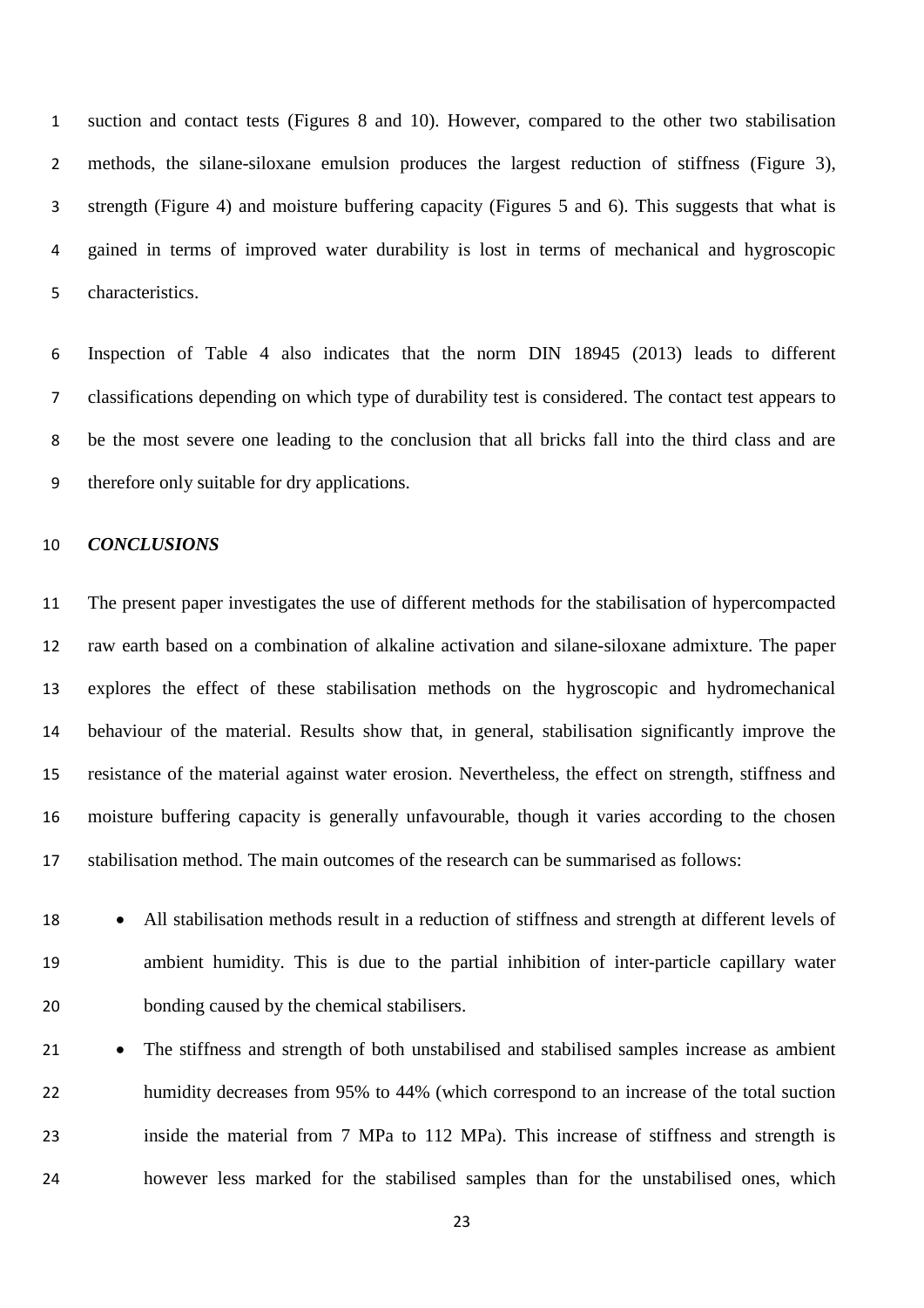suction and contact tests (Figures 8 and 10). However, compared to the other two stabilisation methods, the silane-siloxane emulsion produces the largest reduction of stiffness (Figure 3), strength (Figure 4) and moisture buffering capacity (Figures 5 and 6). This suggests that what is gained in terms of improved water durability is lost in terms of mechanical and hygroscopic characteristics.

Inspection of Table 4 also indicates that the norm DIN 18945 (2013) leads to different classifications depending on which type of durability test is considered. The contact test appears to be the most severe one leading to the conclusion that all bricks fall into the third class and are therefore only suitable for dry applications.

## *CONCLUSIONS*

The present paper investigates the use of different methods for the stabilisation of hypercompacted raw earth based on a combination of alkaline activation and silane-siloxane admixture. The paper explores the effect of these stabilisation methods on the hygroscopic and hydromechanical behaviour of the material. Results show that, in general, stabilisation significantly improve the resistance of the material against water erosion. Nevertheless, the effect on strength, stiffness and moisture buffering capacity is generally unfavourable, though it varies according to the chosen stabilisation method. The main outcomes of the research can be summarised as follows:

- All stabilisation methods result in a reduction of stiffness and strength at different levels of ambient humidity. This is due to the partial inhibition of inter-particle capillary water bonding caused by the chemical stabilisers.
- The stiffness and strength of both unstabilised and stabilised samples increase as ambient humidity decreases from 95% to 44% (which correspond to an increase of the total suction inside the material from 7 MPa to 112 MPa). This increase of stiffness and strength is however less marked for the stabilised samples than for the unstabilised ones, which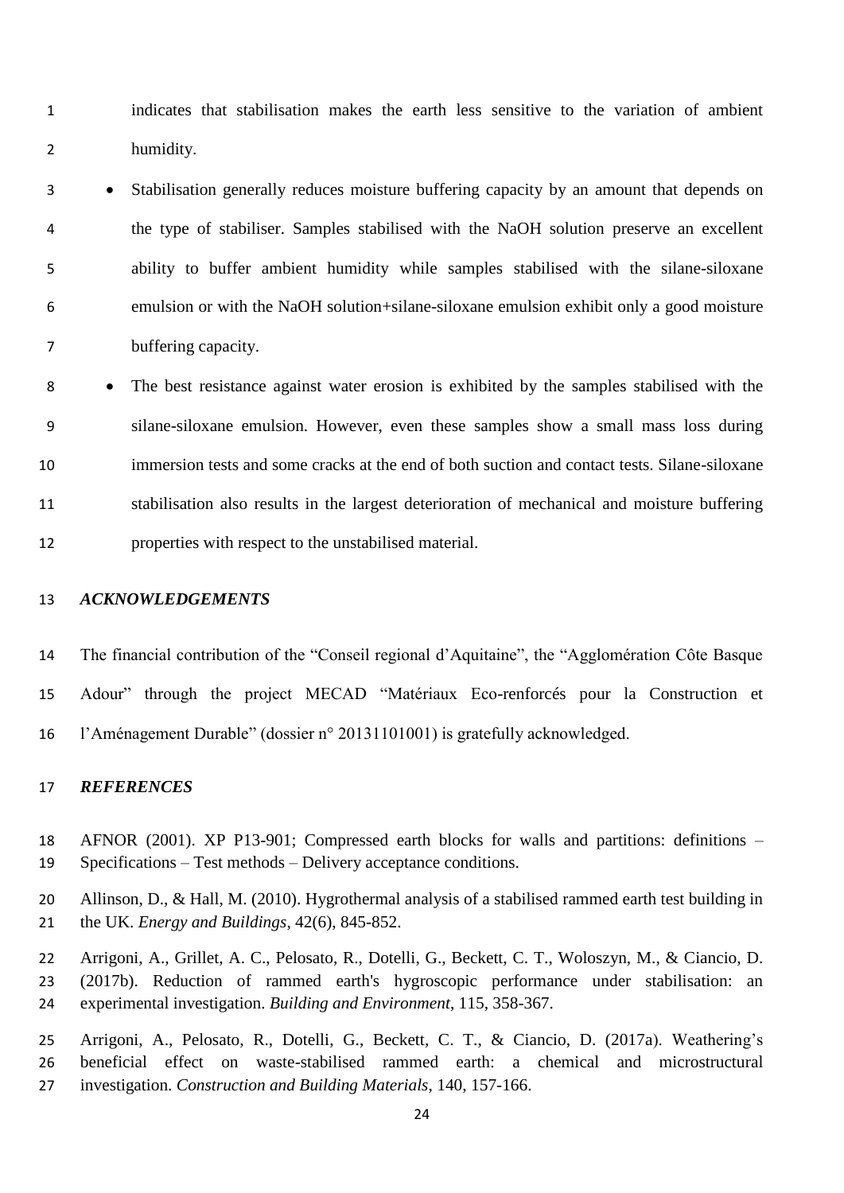indicates that stabilisation makes the earth less sensitive to the variation of ambient humidity.

- Stabilisation generally reduces moisture buffering capacity by an amount that depends on the type of stabiliser. Samples stabilised with the NaOH solution preserve an excellent ability to buffer ambient humidity while samples stabilised with the silane-siloxane emulsion or with the NaOH solution+silane-siloxane emulsion exhibit only a good moisture buffering capacity.
- The best resistance against water erosion is exhibited by the samples stabilised with the silane-siloxane emulsion. However, even these samples show a small mass loss during immersion tests and some cracks at the end of both suction and contact tests. Silane-siloxane stabilisation also results in the largest deterioration of mechanical and moisture buffering properties with respect to the unstabilised material.

## *ACKNOWLEDGEMENTS*

The financial contribution of the "Conseil regional d'Aquitaine", the "Agglomération Côte Basque Adour" through the project MECAD "Matériaux Eco-renforcés pour la Construction et l'Aménagement Durable" (dossier n° 20131101001) is gratefully acknowledged.

## *REFERENCES*

AFNOR (2001). XP P13-901; Compressed earth blocks for walls and partitions: definitions – Specifications – Test methods – Delivery acceptance conditions.

Allinson, D., & Hall, M. (2010). Hygrothermal analysis of a stabilised rammed earth test building in the UK. *Energy and Buildings*, 42(6), 845-852.

Arrigoni, A., Grillet, A. C., Pelosato, R., Dotelli, G., Beckett, C. T., Woloszyn, M., & Ciancio, D. (2017b). Reduction of rammed earth's hygroscopic performance under stabilisation: an experimental investigation. *Building and Environment*, 115, 358-367.

Arrigoni, A., Pelosato, R., Dotelli, G., Beckett, C. T., & Ciancio, D. (2017a). Weathering's beneficial effect on waste-stabilised rammed earth: a chemical and microstructural investigation. *Construction and Building Materials*, 140, 157-166.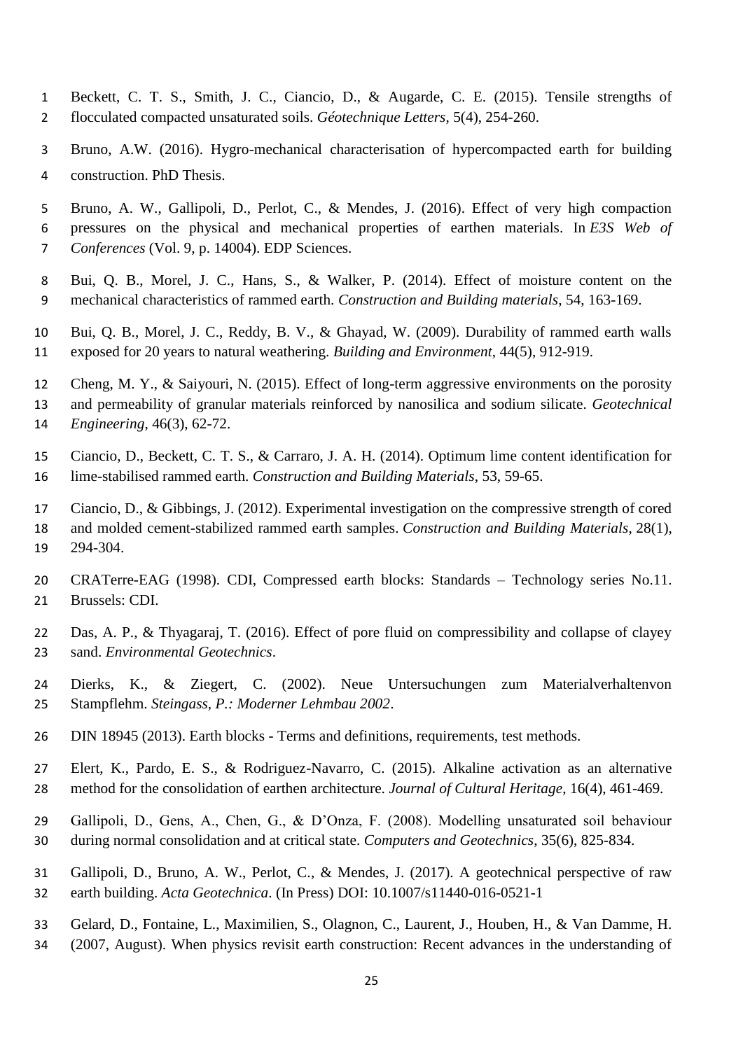Beckett, C. T. S., Smith, J. C., Ciancio, D., & Augarde, C. E. (2015). Tensile strengths of flocculated compacted unsaturated soils. *Géotechnique Letters*, 5(4), 254-260.

Bruno, A.W. (2016). Hygro-mechanical characterisation of hypercompacted earth for building construction. PhD Thesis.

Bruno, A. W., Gallipoli, D., Perlot, C., & Mendes, J. (2016). Effect of very high compaction pressures on the physical and mechanical properties of earthen materials. In *E3S Web of Conferences* (Vol. 9, p. 14004). EDP Sciences.

Bui, Q. B., Morel, J. C., Hans, S., & Walker, P. (2014). Effect of moisture content on the mechanical characteristics of rammed earth. *Construction and Building materials*, 54, 163-169.

Bui, Q. B., Morel, J. C., Reddy, B. V., & Ghayad, W. (2009). Durability of rammed earth walls exposed for 20 years to natural weathering. *Building and Environment*, 44(5), 912-919.

Cheng, M. Y., & Saiyouri, N. (2015). Effect of long-term aggressive environments on the porosity and permeability of granular materials reinforced by nanosilica and sodium silicate. *Geotechnical Engineering*, 46(3), 62-72.

Ciancio, D., Beckett, C. T. S., & Carraro, J. A. H. (2014). Optimum lime content identification for lime-stabilised rammed earth. *Construction and Building Materials*, 53, 59-65.

Ciancio, D., & Gibbings, J. (2012). Experimental investigation on the compressive strength of cored and molded cement-stabilized rammed earth samples. *Construction and Building Materials*, 28(1), 294-304.

CRATerre-EAG (1998). CDI, Compressed earth blocks: Standards – Technology series No.11. Brussels: CDI.

Das, A. P., & Thyagaraj, T. (2016). Effect of pore fluid on compressibility and collapse of clayey sand. *Environmental Geotechnics*.

Dierks, K., & Ziegert, C. (2002). Neue Untersuchungen zum Materialverhaltenvon Stampflehm. *Steingass, P.: Moderner Lehmbau 2002*.

DIN 18945 (2013). Earth blocks - Terms and definitions, requirements, test methods.

Elert, K., Pardo, E. S., & Rodriguez-Navarro, C. (2015). Alkaline activation as an alternative method for the consolidation of earthen architecture. *Journal of Cultural Heritage*, 16(4), 461-469.

Gallipoli, D., Gens, A., Chen, G., & D'Onza, F. (2008). Modelling unsaturated soil behaviour during normal consolidation and at critical state. *Computers and Geotechnics*, 35(6), 825-834.

Gallipoli, D., Bruno, A. W., Perlot, C., & Mendes, J. (2017). A geotechnical perspective of raw earth building. *Acta Geotechnica*. (In Press) DOI: 10.1007/s11440-016-0521-1

Gelard, D., Fontaine, L., Maximilien, S., Olagnon, C., Laurent, J., Houben, H., & Van Damme, H. (2007, August). When physics revisit earth construction: Recent advances in the understanding of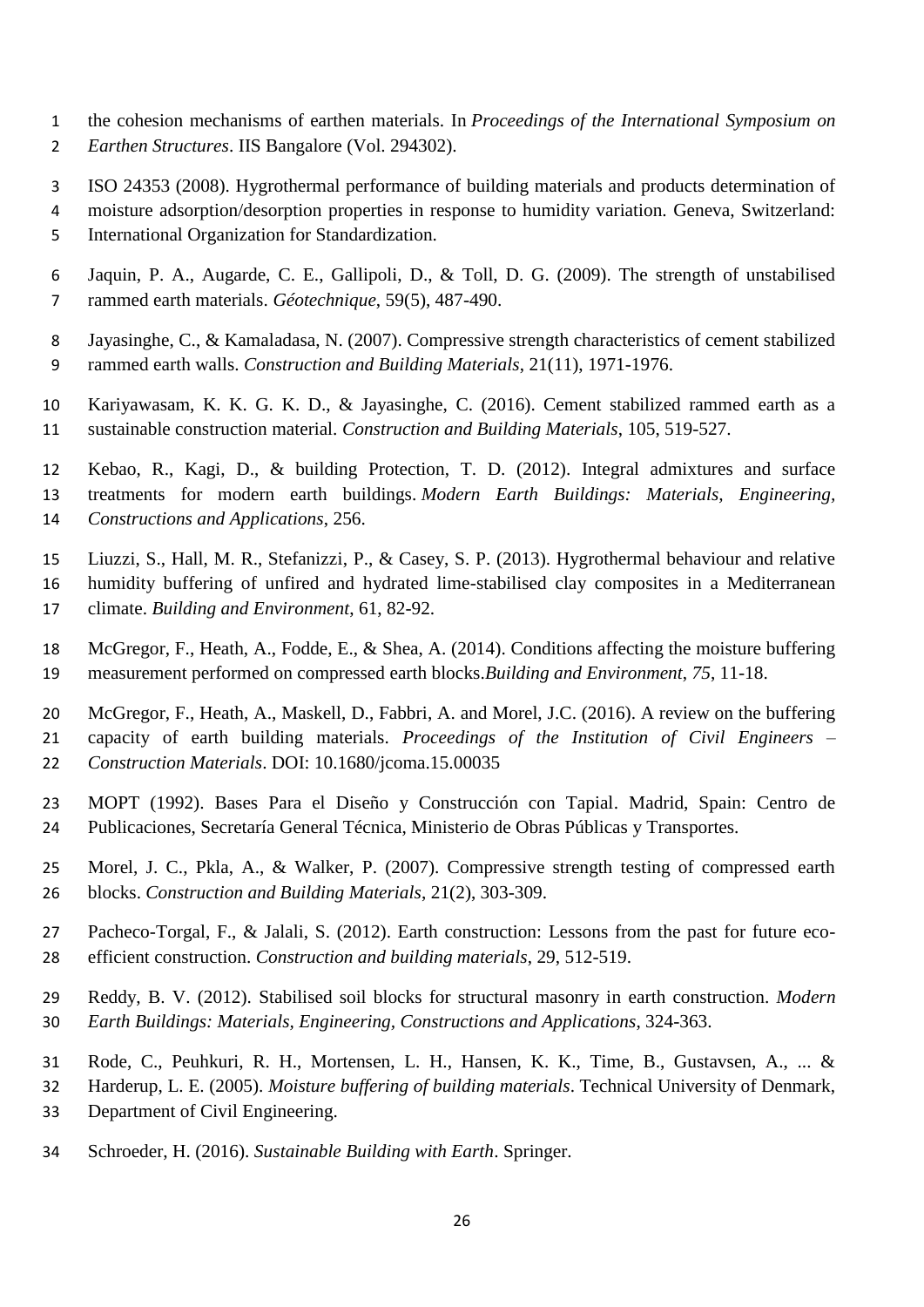the cohesion mechanisms of earthen materials. In *Proceedings of the International Symposium on Earthen Structures*. IIS Bangalore (Vol. 294302).

ISO 24353 (2008). Hygrothermal performance of building materials and products determination of moisture adsorption/desorption properties in response to humidity variation. Geneva, Switzerland: International Organization for Standardization.

Jaquin, P. A., Augarde, C. E., Gallipoli, D., & Toll, D. G. (2009). The strength of unstabilised rammed earth materials. *Géotechnique*, 59(5), 487-490.

Jayasinghe, C., & Kamaladasa, N. (2007). Compressive strength characteristics of cement stabilized rammed earth walls. *Construction and Building Materials*, 21(11), 1971-1976.

Kariyawasam, K. K. G. K. D., & Jayasinghe, C. (2016). Cement stabilized rammed earth as a sustainable construction material. *Construction and Building Materials*, 105, 519-527.

Kebao, R., Kagi, D., & building Protection, T. D. (2012). Integral admixtures and surface treatments for modern earth buildings. *Modern Earth Buildings: Materials, Engineering, Constructions and Applications*, 256.

Liuzzi, S., Hall, M. R., Stefanizzi, P., & Casey, S. P. (2013). Hygrothermal behaviour and relative humidity buffering of unfired and hydrated lime-stabilised clay composites in a Mediterranean climate. *Building and Environment*, 61, 82-92.

McGregor, F., Heath, A., Fodde, E., & Shea, A. (2014). Conditions affecting the moisture buffering measurement performed on compressed earth blocks.*Building and Environment*, *75*, 11-18.

McGregor, F., Heath, A., Maskell, D., Fabbri, A. and Morel, J.C. (2016). A review on the buffering capacity of earth building materials. *Proceedings of the Institution of Civil Engineers – Construction Materials*. DOI: 10.1680/jcoma.15.00035

MOPT (1992). Bases Para el Diseño y Construcción con Tapial. Madrid, Spain: Centro de Publicaciones, Secretaría General Técnica, Ministerio de Obras Públicas y Transportes.

Morel, J. C., Pkla, A., & Walker, P. (2007). Compressive strength testing of compressed earth blocks. *Construction and Building Materials*, 21(2), 303-309.

Pacheco-Torgal, F., & Jalali, S. (2012). Earth construction: Lessons from the past for future eco-efficient construction. *Construction and building materials*, 29, 512-519.

Reddy, B. V. (2012). Stabilised soil blocks for structural masonry in earth construction. *Modern Earth Buildings: Materials, Engineering, Constructions and Applications*, 324-363.

Rode, C., Peuhkuri, R. H., Mortensen, L. H., Hansen, K. K., Time, B., Gustavsen, A., ... & Harderup, L. E. (2005). *Moisture buffering of building materials*. Technical University of Denmark, Department of Civil Engineering.

Schroeder, H. (2016). *Sustainable Building with Earth*. Springer.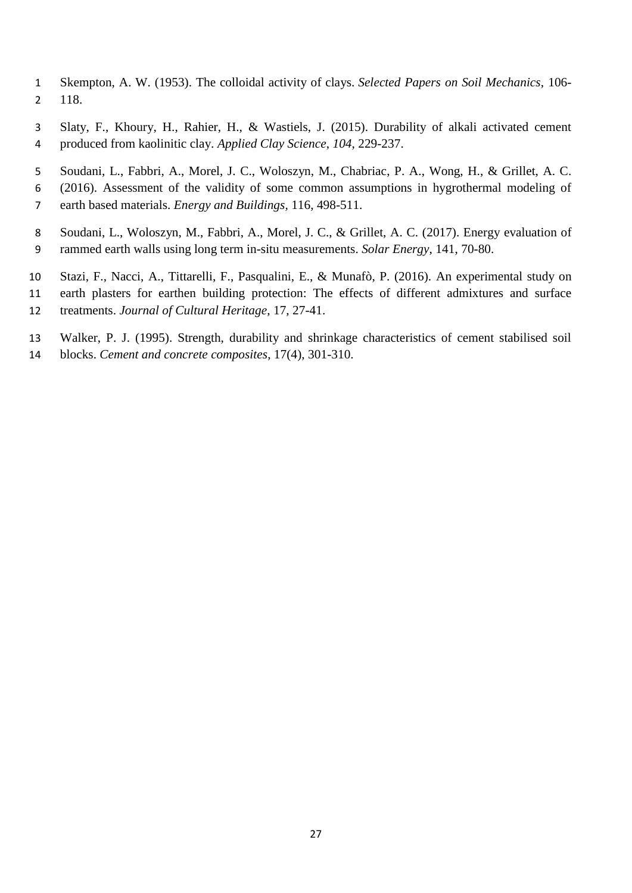Skempton, A. W. (1953). The colloidal activity of clays. *Selected Papers on Soil Mechanics*, 106-118.

Slaty, F., Khoury, H., Rahier, H., & Wastiels, J. (2015). Durability of alkali activated cement produced from kaolinitic clay. *Applied Clay Science*, *104*, 229-237.

Soudani, L., Fabbri, A., Morel, J. C., Woloszyn, M., Chabriac, P. A., Wong, H., & Grillet, A. C. (2016). Assessment of the validity of some common assumptions in hygrothermal modeling of earth based materials. *Energy and Buildings*, 116, 498-511.

Soudani, L., Woloszyn, M., Fabbri, A., Morel, J. C., & Grillet, A. C. (2017). Energy evaluation of rammed earth walls using long term in-situ measurements. *Solar Energy*, 141, 70-80.

Stazi, F., Nacci, A., Tittarelli, F., Pasqualini, E., & Munafò, P. (2016). An experimental study on earth plasters for earthen building protection: The effects of different admixtures and surface treatments. *Journal of Cultural Heritage*, 17, 27-41.

Walker, P. J. (1995). Strength, durability and shrinkage characteristics of cement stabilised soil blocks. *Cement and concrete composites*, 17(4), 301-310.